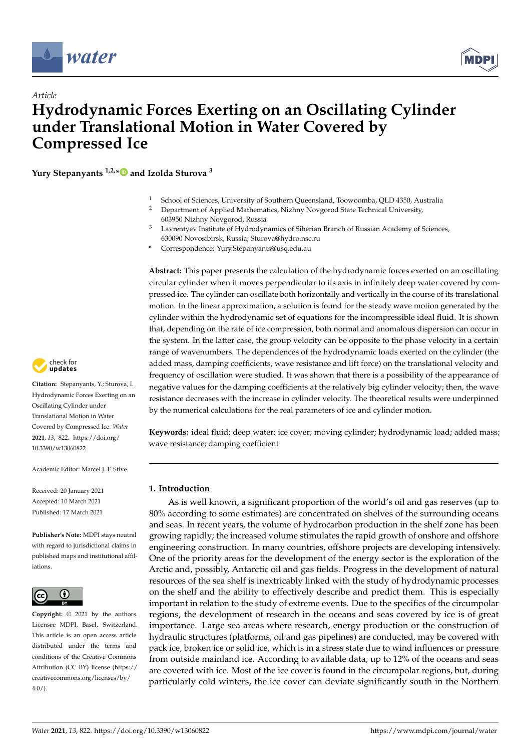*Article*

# Hydrodynamic Forces Exerting on an Oscillating Cylinder under Translational Motion in Water Covered by Compressed Ice

**Yury Stepanyants [1,2,*] and Izolda Sturova [3]**

[1] School of Sciences, University of Southern Queensland, Toowoomba, QLD 4350, Australia
[2] Department of Applied Mathematics, Nizhny Novgorod State Technical University, 603950 Nizhny Novgorod, Russia
[3] Lavrentyev Institute of Hydrodynamics of Siberian Branch of Russian Academy of Sciences, 630090 Novosibirsk, Russia; Sturova@hydro.nsc.ru
* Correspondence: Yury.Stepanyants@usq.edu.au

**Abstract:** This paper presents the calculation of the hydrodynamic forces exerted on an oscillating circular cylinder when it moves perpendicular to its axis in infinitely deep water covered by compressed ice. The cylinder can oscillate both horizontally and vertically in the course of its translational motion. In the linear approximation, a solution is found for the steady wave motion generated by the cylinder within the hydrodynamic set of equations for the incompressible ideal fluid. It is shown that, depending on the rate of ice compression, both normal and anomalous dispersion can occur in the system. In the latter case, the group velocity can be opposite to the phase velocity in a certain range of wavenumbers. The dependences of the hydrodynamic loads exerted on the cylinder (the added mass, damping coefficients, wave resistance and lift force) on the translational velocity and frequency of oscillation were studied. It was shown that there is a possibility of the appearance of negative values for the damping coefficients at the relatively big cylinder velocity; then, the wave resistance decreases with the increase in cylinder velocity. The theoretical results were underpinned by the numerical calculations for the real parameters of ice and cylinder motion.

**Keywords:** ideal fluid; deep water; ice cover; moving cylinder; hydrodynamic load; added mass; wave resistance; damping coefficient

**Citation:** Stepanyants, Y.; Sturova, I. Hydrodynamic Forces Exerting on an Oscillating Cylinder under Translational Motion in Water Covered by Compressed Ice. *Water* **2021**, *13*, 822. https://doi.org/10.3390/w13060822

Academic Editor: Marcel J. F. Stive

Received: 20 January 2021
Accepted: 10 March 2021
Published: 17 March 2021

**Publisher's Note:** MDPI stays neutral with regard to jurisdictional claims in published maps and institutional affiliations.

**Copyright:** © 2021 by the authors. Licensee MDPI, Basel, Switzerland. This article is an open access article distributed under the terms and conditions of the Creative Commons Attribution (CC BY) license (https://creativecommons.org/licenses/by/4.0/).

## 1. Introduction

As is well known, a significant proportion of the world's oil and gas reserves (up to 80% according to some estimates) are concentrated on shelves of the surrounding oceans and seas. In recent years, the volume of hydrocarbon production in the shelf zone has been growing rapidly; the increased volume stimulates the rapid growth of onshore and offshore engineering construction. In many countries, offshore projects are developing intensively. One of the priority areas for the development of the energy sector is the exploration of the Arctic and, possibly, Antarctic oil and gas fields. Progress in the development of natural resources of the sea shelf is inextricably linked with the study of hydrodynamic processes on the shelf and the ability to effectively describe and predict them. This is especially important in relation to the study of extreme events. Due to the specifics of the circumpolar regions, the development of research in the oceans and seas covered by ice is of great importance. Large sea areas where research, energy production or the construction of hydraulic structures (platforms, oil and gas pipelines) are conducted, may be covered with pack ice, broken ice or solid ice, which is in a stress state due to wind influences or pressure from outside mainland ice. According to available data, up to 12% of the oceans and seas are covered with ice. Most of the ice cover is found in the circumpolar regions, but, during particularly cold winters, the ice cover can deviate significantly south in the Northern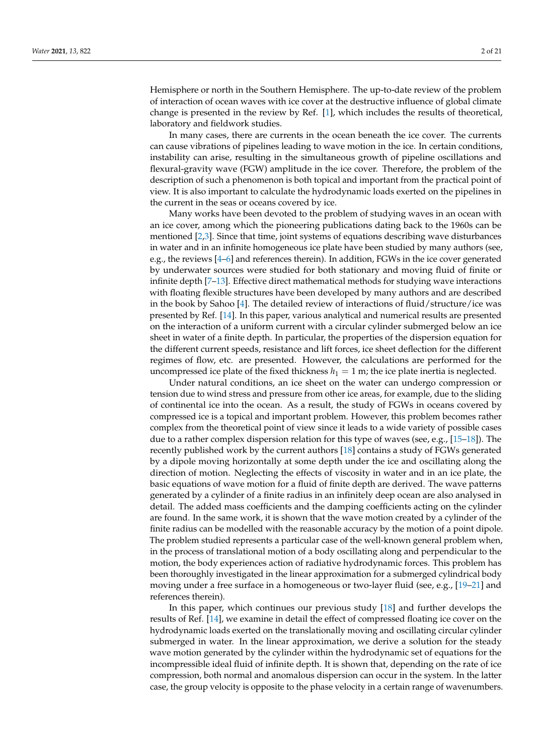Hemisphere or north in the Southern Hemisphere. The up-to-date review of the problem of interaction of ocean waves with ice cover at the destructive influence of global climate change is presented in the review by Ref. [1], which includes the results of theoretical, laboratory and fieldwork studies.

In many cases, there are currents in the ocean beneath the ice cover. The currents can cause vibrations of pipelines leading to wave motion in the ice. In certain conditions, instability can arise, resulting in the simultaneous growth of pipeline oscillations and flexural-gravity wave (FGW) amplitude in the ice cover. Therefore, the problem of the description of such a phenomenon is both topical and important from the practical point of view. It is also important to calculate the hydrodynamic loads exerted on the pipelines in the current in the seas or oceans covered by ice.

Many works have been devoted to the problem of studying waves in an ocean with an ice cover, among which the pioneering publications dating back to the 1960s can be mentioned [2,3]. Since that time, joint systems of equations describing wave disturbances in water and in an infinite homogeneous ice plate have been studied by many authors (see, e.g., the reviews [4–6] and references therein). In addition, FGWs in the ice cover generated by underwater sources were studied for both stationary and moving fluid of finite or infinite depth [7–13]. Effective direct mathematical methods for studying wave interactions with floating flexible structures have been developed by many authors and are described in the book by Sahoo [4]. The detailed review of interactions of fluid/structure/ice was presented by Ref. [14]. In this paper, various analytical and numerical results are presented on the interaction of a uniform current with a circular cylinder submerged below an ice sheet in water of a finite depth. In particular, the properties of the dispersion equation for the different current speeds, resistance and lift forces, ice sheet deflection for the different regimes of flow, etc. are presented. However, the calculations are performed for the uncompressed ice plate of the fixed thickness $h_1 = 1$ m; the ice plate inertia is neglected.

Under natural conditions, an ice sheet on the water can undergo compression or tension due to wind stress and pressure from other ice areas, for example, due to the sliding of continental ice into the ocean. As a result, the study of FGWs in oceans covered by compressed ice is a topical and important problem. However, this problem becomes rather complex from the theoretical point of view since it leads to a wide variety of possible cases due to a rather complex dispersion relation for this type of waves (see, e.g., [15–18]). The recently published work by the current authors [18] contains a study of FGWs generated by a dipole moving horizontally at some depth under the ice and oscillating along the direction of motion. Neglecting the effects of viscosity in water and in an ice plate, the basic equations of wave motion for a fluid of finite depth are derived. The wave patterns generated by a cylinder of a finite radius in an infinitely deep ocean are also analysed in detail. The added mass coefficients and the damping coefficients acting on the cylinder are found. In the same work, it is shown that the wave motion created by a cylinder of the finite radius can be modelled with the reasonable accuracy by the motion of a point dipole. The problem studied represents a particular case of the well-known general problem when, in the process of translational motion of a body oscillating along and perpendicular to the motion, the body experiences action of radiative hydrodynamic forces. This problem has been thoroughly investigated in the linear approximation for a submerged cylindrical body moving under a free surface in a homogeneous or two-layer fluid (see, e.g., [19–21] and references therein).

In this paper, which continues our previous study [18] and further develops the results of Ref. [14], we examine in detail the effect of compressed floating ice cover on the hydrodynamic loads exerted on the translationally moving and oscillating circular cylinder submerged in water. In the linear approximation, we derive a solution for the steady wave motion generated by the cylinder within the hydrodynamic set of equations for the incompressible ideal fluid of infinite depth. It is shown that, depending on the rate of ice compression, both normal and anomalous dispersion can occur in the system. In the latter case, the group velocity is opposite to the phase velocity in a certain range of wavenumbers.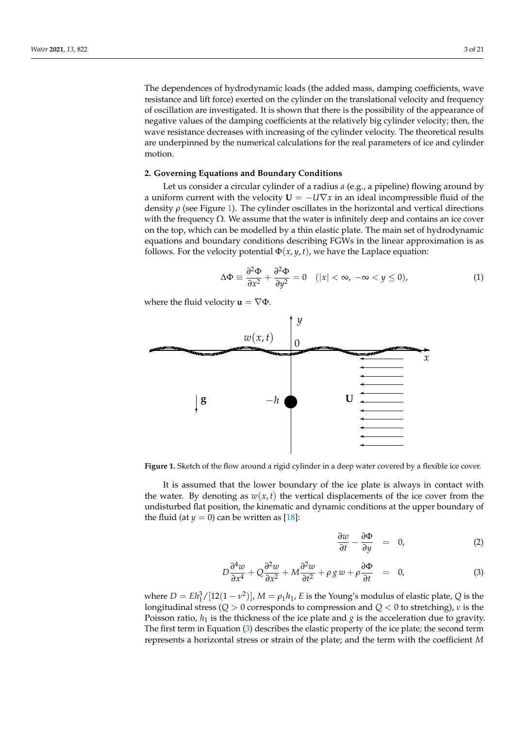The dependences of hydrodynamic loads (the added mass, damping coefficients, wave resistance and lift force) exerted on the cylinder on the translational velocity and frequency of oscillation are investigated. It is shown that there is the possibility of the appearance of negative values of the damping coefficients at the relatively big cylinder velocity; then, the wave resistance decreases with increasing of the cylinder velocity. The theoretical results are underpinned by the numerical calculations for the real parameters of ice and cylinder motion.

## 2. Governing Equations and Boundary Conditions

Let us consider a circular cylinder of a radius $a$ (e.g., a pipeline) flowing around by a uniform current with the velocity $\mathbf{U} = -U\nabla x$ in an ideal incompressible fluid of the density $\rho$ (see Figure 1). The cylinder oscillates in the horizontal and vertical directions with the frequency $\Omega$. We assume that the water is infinitely deep and contains an ice cover on the top, which can be modelled by a thin elastic plate. The main set of hydrodynamic equations and boundary conditions describing FGWs in the linear approximation is as follows. For the velocity potential $\Phi(x, y, t)$, we have the Laplace equation:

$$\Delta\Phi \equiv \frac{\partial^2\Phi}{\partial x^2} + \frac{\partial^2\Phi}{\partial y^2} = 0 \quad (|x| < \infty,\ -\infty < y \le 0), \tag{1}$$

where the fluid velocity $\mathbf{u} = \nabla\Phi$.

**Figure 1.** Sketch of the flow around a rigid cylinder in a deep water covered by a flexible ice cover.

It is assumed that the lower boundary of the ice plate is always in contact with the water. By denoting as $w(x,t)$ the vertical displacements of the ice cover from the undisturbed flat position, the kinematic and dynamic conditions at the upper boundary of the fluid (at $y = 0$) can be written as [18]:

$$\frac{\partial w}{\partial t} - \frac{\partial\Phi}{\partial y} = 0, \tag{2}$$

$$D\frac{\partial^4 w}{\partial x^4} + Q\frac{\partial^2 w}{\partial x^2} + M\frac{\partial^2 w}{\partial t^2} + \rho\, g\, w + \rho\frac{\partial\Phi}{\partial t} = 0, \tag{3}$$

where $D = Eh_1^3/[12(1-\nu^2)]$, $M = \rho_1 h_1$, $E$ is the Young's modulus of elastic plate, $Q$ is the longitudinal stress ($Q > 0$ corresponds to compression and $Q < 0$ to stretching), $\nu$ is the Poisson ratio, $h_1$ is the thickness of the ice plate and $g$ is the acceleration due to gravity. The first term in Equation (3) describes the elastic property of the ice plate; the second term represents a horizontal stress or strain of the plate; and the term with the coefficient $M$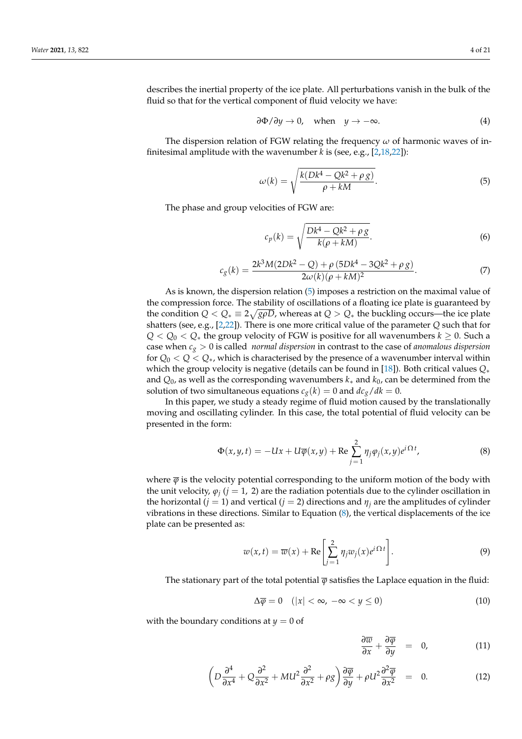describes the inertial property of the ice plate. All perturbations vanish in the bulk of the fluid so that for the vertical component of fluid velocity we have:

$$\partial\Phi/\partial y \to 0, \quad \text{when} \quad y \to -\infty. \tag{4}$$

The dispersion relation of FGW relating the frequency $\omega$ of harmonic waves of infinitesimal amplitude with the wavenumber $k$ is (see, e.g., [2,18,22]):

$$\omega(k) = \sqrt{\frac{k(Dk^4 - Qk^2 + \rho g)}{\rho + kM}}. \tag{5}$$

The phase and group velocities of FGW are:

$$c_p(k) = \sqrt{\frac{Dk^4 - Qk^2 + \rho g}{k(\rho + kM)}}. \tag{6}$$

$$c_g(k) = \frac{2k^3 M(2Dk^2 - Q) + \rho\,(5Dk^4 - 3Qk^2 + \rho g)}{2\omega(k)(\rho + kM)^2}. \tag{7}$$

As is known, the dispersion relation (5) imposes a restriction on the maximal value of the compression force. The stability of oscillations of a floating ice plate is guaranteed by the condition $Q < Q_* \equiv 2\sqrt{g\rho D}$, whereas at $Q > Q_*$ the buckling occurs—the ice plate shatters (see, e.g., [2,22]). There is one more critical value of the parameter $Q$ such that for $Q < Q_0 < Q_*$ the group velocity of FGW is positive for all wavenumbers $k \geq 0$. Such a case when $c_g > 0$ is called *normal dispersion* in contrast to the case of *anomalous dispersion* for $Q_0 < Q < Q_*$, which is characterised by the presence of a wavenumber interval within which the group velocity is negative (details can be found in [18]). Both critical values $Q_*$ and $Q_0$, as well as the corresponding wavenumbers $k_*$ and $k_0$, can be determined from the solution of two simultaneous equations $c_g(k) = 0$ and $dc_g/dk = 0$.

In this paper, we study a steady regime of fluid motion caused by the translationally moving and oscillating cylinder. In this case, the total potential of fluid velocity can be presented in the form:

$$\Phi(x, y, t) = -Ux + U\overline{\varphi}(x, y) + \mathrm{Re}\sum_{j=1}^{2} \eta_j \varphi_j(x, y) e^{i\Omega t}, \tag{8}$$

where $\overline{\varphi}$ is the velocity potential corresponding to the uniform motion of the body with the unit velocity, $\varphi_j$ ($j = 1,\ 2$) are the radiation potentials due to the cylinder oscillation in the horizontal ($j = 1$) and vertical ($j = 2$) directions and $\eta_j$ are the amplitudes of cylinder vibrations in these directions. Similar to Equation (8), the vertical displacements of the ice plate can be presented as:

$$w(x, t) = \overline{w}(x) + \mathrm{Re}\left[\sum_{j=1}^{2} \eta_j w_j(x) e^{i\Omega t}\right]. \tag{9}$$

The stationary part of the total potential $\overline{\varphi}$ satisfies the Laplace equation in the fluid:

$$\Delta\overline{\varphi} = 0 \quad (|x| < \infty,\ -\infty < y \leq 0) \tag{10}$$

with the boundary conditions at $y = 0$ of

$$\frac{\partial\overline{w}}{\partial x} + \frac{\partial\overline{\varphi}}{\partial y} = 0, \tag{11}$$

$$\left(D\frac{\partial^4}{\partial x^4} + Q\frac{\partial^2}{\partial x^2} + MU^2\frac{\partial^2}{\partial x^2} + \rho g\right)\frac{\partial\overline{\varphi}}{\partial y} + \rho U^2\frac{\partial^2\overline{\varphi}}{\partial x^2} = 0. \tag{12}$$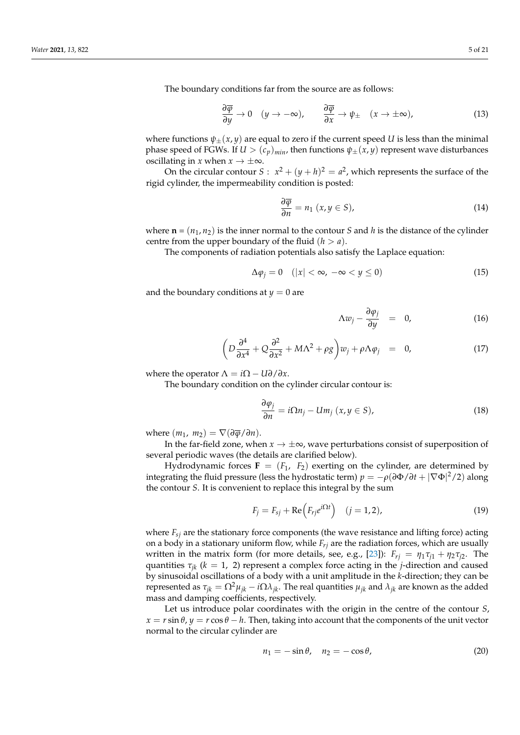The boundary conditions far from the source are as follows:

$$\frac{\partial \overline{\varphi}}{\partial y} \to 0 \quad (y \to -\infty), \qquad \frac{\partial \overline{\varphi}}{\partial x} \to \psi_{\pm} \quad (x \to \pm\infty), \tag{13}$$

where functions $\psi_{\pm}(x, y)$ are equal to zero if the current speed $U$ is less than the minimal phase speed of FGWs. If $U > (c_p)_{min}$, then functions $\psi_{\pm}(x, y)$ represent wave disturbances oscillating in $x$ when $x \to \pm\infty$.

On the circular contour $S$ : $x^2 + (y + h)^2 = a^2$, which represents the surface of the rigid cylinder, the impermeability condition is posted:

$$\frac{\partial \overline{\varphi}}{\partial n} = n_1 \ (x, y \in S), \tag{14}$$

where $\mathbf{n} = (n_1, n_2)$ is the inner normal to the contour $S$ and $h$ is the distance of the cylinder centre from the upper boundary of the fluid ($h > a$).

The components of radiation potentials also satisfy the Laplace equation:

$$\Delta \varphi_j = 0 \quad (|x| < \infty, \ -\infty < y \leq 0) \tag{15}$$

and the boundary conditions at $y = 0$ are

$$\Lambda w_j - \frac{\partial \varphi_j}{\partial y} = 0, \tag{16}$$

$$\left( D \frac{\partial^4}{\partial x^4} + Q \frac{\partial^2}{\partial x^2} + M\Lambda^2 + \rho g \right) w_j + \rho \Lambda \varphi_j = 0, \tag{17}$$

where the operator $\Lambda = i\Omega - U\partial/\partial x$.

The boundary condition on the cylinder circular contour is:

$$\frac{\partial \varphi_j}{\partial n} = i\Omega n_j - U m_j \ (x, y \in S), \tag{18}$$

where $(m_1, \ m_2) = \nabla(\partial \overline{\varphi}/\partial n)$.

In the far-field zone, when $x \to \pm\infty$, wave perturbations consist of superposition of several periodic waves (the details are clarified below).

Hydrodynamic forces $\mathbf{F} = (F_1, \ F_2)$ exerting on the cylinder, are determined by integrating the fluid pressure (less the hydrostatic term) $p = -\rho(\partial\Phi/\partial t + |\nabla\Phi|^2/2)$ along the contour $S$. It is convenient to replace this integral by the sum

$$F_j = F_{sj} + \mathrm{Re}\left(F_{rj} e^{i\Omega t}\right) \quad (j = 1, 2), \tag{19}$$

where $F_{sj}$ are the stationary force components (the wave resistance and lifting force) acting on a body in a stationary uniform flow, while $F_{rj}$ are the radiation forces, which are usually written in the matrix form (for more details, see, e.g., [23]): $F_{rj} = \eta_1 \tau_{j1} + \eta_2 \tau_{j2}$. The quantities $\tau_{jk}$ ($k = 1, \ 2$) represent a complex force acting in the $j$-direction and caused by sinusoidal oscillations of a body with a unit amplitude in the $k$-direction; they can be represented as $\tau_{jk} = \Omega^2 \mu_{jk} - i\Omega \lambda_{jk}$. The real quantities $\mu_{jk}$ and $\lambda_{jk}$ are known as the added mass and damping coefficients, respectively.

Let us introduce polar coordinates with the origin in the centre of the contour $S$, $x = r \sin\theta$, $y = r \cos\theta - h$. Then, taking into account that the components of the unit vector normal to the circular cylinder are

$$n_1 = -\sin\theta, \quad n_2 = -\cos\theta, \tag{20}$$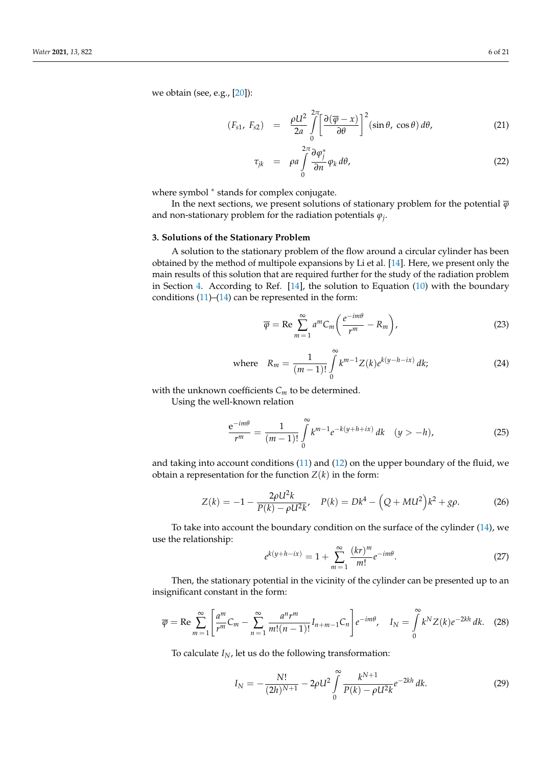we obtain (see, e.g., [20]):

$$(F_{s1},\ F_{s2}) = \frac{\rho U^2}{2a} \int_0^{2\pi} \left[ \frac{\partial(\overline{\varphi} - x)}{\partial \theta} \right]^2 (\sin\theta,\ \cos\theta)\, d\theta, \tag{21}$$

$$\tau_{jk} = \rho a \int_0^{2\pi} \frac{\partial \varphi_j^*}{\partial n} \varphi_k \, d\theta, \tag{22}$$

where symbol $^*$ stands for complex conjugate.

In the next sections, we present solutions of stationary problem for the potential $\overline{\varphi}$ and non-stationary problem for the radiation potentials $\varphi_j$.

## 3. Solutions of the Stationary Problem

A solution to the stationary problem of the flow around a circular cylinder has been obtained by the method of multipole expansions by Li et al. [14]. Here, we present only the main results of this solution that are required further for the study of the radiation problem in Section 4. According to Ref. [14], the solution to Equation (10) with the boundary conditions (11)–(14) can be represented in the form:

$$\overline{\varphi} = \operatorname{Re} \sum_{m=1}^{\infty} a^m C_m \left( \frac{e^{-im\theta}}{r^m} - R_m \right), \tag{23}$$

$$\text{where} \quad R_m = \frac{1}{(m-1)!} \int_0^{\infty} k^{m-1} Z(k) e^{k(y-h-ix)}\, dk; \tag{24}$$

with the unknown coefficients $C_m$ to be determined.

Using the well-known relation

$$\frac{e^{-im\theta}}{r^m} = \frac{1}{(m-1)!} \int_0^{\infty} k^{m-1} e^{-k(y+h+ix)}\, dk \quad (y > -h), \tag{25}$$

and taking into account conditions (11) and (12) on the upper boundary of the fluid, we obtain a representation for the function $Z(k)$ in the form:

$$Z(k) = -1 - \frac{2\rho U^2 k}{P(k) - \rho U^2 k}, \quad P(k) = Dk^4 - \left(Q + MU^2\right)k^2 + g\rho. \tag{26}$$

To take into account the boundary condition on the surface of the cylinder (14), we use the relationship:

$$e^{k(y+h-ix)} = 1 + \sum_{m=1}^{\infty} \frac{(kr)^m}{m!} e^{-im\theta}. \tag{27}$$

Then, the stationary potential in the vicinity of the cylinder can be presented up to an insignificant constant in the form:

$$\overline{\varphi} = \operatorname{Re} \sum_{m=1}^{\infty} \left[ \frac{a^m}{r^m} C_m - \sum_{n=1}^{\infty} \frac{a^n r^m}{m!(n-1)!} I_{n+m-1} C_n \right] e^{-im\theta}, \quad I_N = \int_0^{\infty} k^N Z(k) e^{-2kh}\, dk. \tag{28}$$

To calculate $I_N$, let us do the following transformation:

$$I_N = -\frac{N!}{(2h)^{N+1}} - 2\rho U^2 \int_0^{\infty} \frac{k^{N+1}}{P(k) - \rho U^2 k} e^{-2kh}\, dk. \tag{29}$$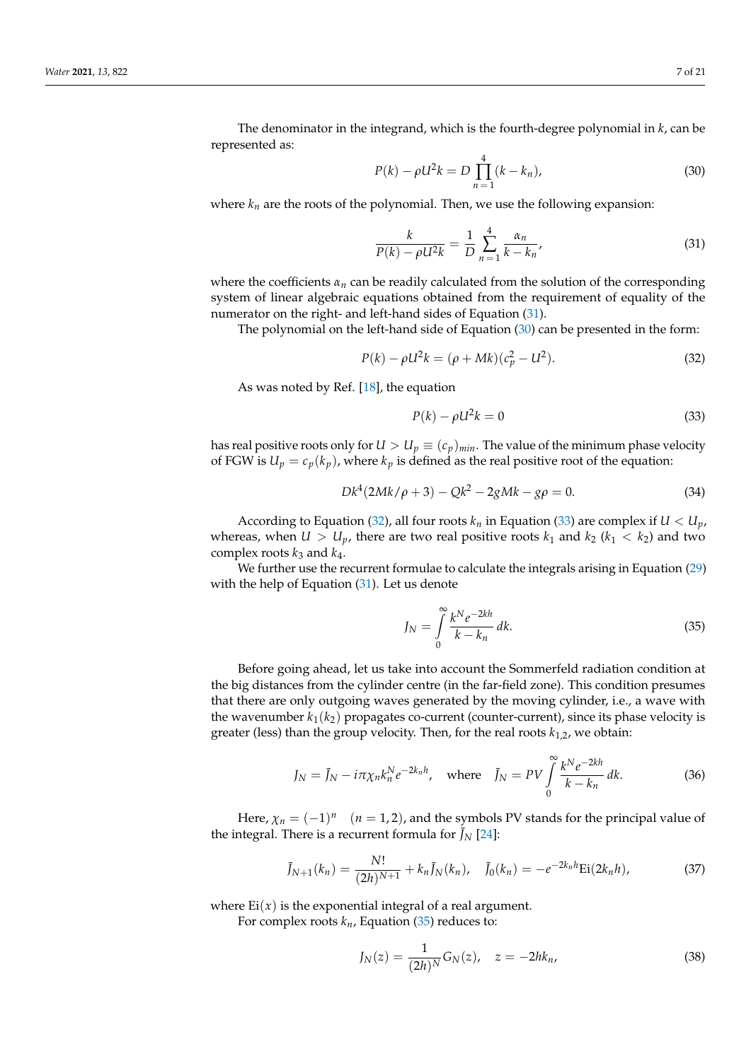The denominator in the integrand, which is the fourth-degree polynomial in $k$, can be represented as:

$$P(k) - \rho U^2 k = D \prod_{n=1}^{4} (k - k_n), \tag{30}$$

where $k_n$ are the roots of the polynomial. Then, we use the following expansion:

$$\frac{k}{P(k) - \rho U^2 k} = \frac{1}{D} \sum_{n=1}^{4} \frac{\alpha_n}{k - k_n}, \tag{31}$$

where the coefficients $\alpha_n$ can be readily calculated from the solution of the corresponding system of linear algebraic equations obtained from the requirement of equality of the numerator on the right- and left-hand sides of Equation (31).

The polynomial on the left-hand side of Equation (30) can be presented in the form:

$$P(k) - \rho U^2 k = (\rho + Mk)(c_p^2 - U^2). \tag{32}$$

As was noted by Ref. [18], the equation

$$P(k) - \rho U^2 k = 0 \tag{33}$$

has real positive roots only for $U > U_p \equiv (c_p)_{min}$. The value of the minimum phase velocity of FGW is $U_p = c_p(k_p)$, where $k_p$ is defined as the real positive root of the equation:

$$Dk^4(2Mk/\rho + 3) - Qk^2 - 2gMk - g\rho = 0. \tag{34}$$

According to Equation (32), all four roots $k_n$ in Equation (33) are complex if $U < U_p$, whereas, when $U > U_p$, there are two real positive roots $k_1$ and $k_2$ ($k_1 < k_2$) and two complex roots $k_3$ and $k_4$.

We further use the recurrent formulae to calculate the integrals arising in Equation (29) with the help of Equation (31). Let us denote

$$J_N = \int_0^\infty \frac{k^N e^{-2kh}}{k - k_n} \, dk. \tag{35}$$

Before going ahead, let us take into account the Sommerfeld radiation condition at the big distances from the cylinder centre (in the far-field zone). This condition presumes that there are only outgoing waves generated by the moving cylinder, i.e., a wave with the wavenumber $k_1(k_2)$ propagates co-current (counter-current), since its phase velocity is greater (less) than the group velocity. Then, for the real roots $k_{1,2}$, we obtain:

$$J_N = \tilde{J}_N - i\pi\chi_n k_n^N e^{-2k_n h}, \quad \text{where} \quad \tilde{J}_N = PV \int_0^\infty \frac{k^N e^{-2kh}}{k - k_n} \, dk. \tag{36}$$

Here, $\chi_n = (-1)^n \quad (n = 1, 2)$, and the symbols PV stands for the principal value of the integral. There is a recurrent formula for $\tilde{J}_N$ [24]:

$$\tilde{J}_{N+1}(k_n) = \frac{N!}{(2h)^{N+1}} + k_n \tilde{J}_N(k_n), \quad \tilde{J}_0(k_n) = -e^{-2k_n h} \text{Ei}(2k_n h), \tag{37}$$

where $\text{Ei}(x)$ is the exponential integral of a real argument.

For complex roots $k_n$, Equation (35) reduces to:

$$J_N(z) = \frac{1}{(2h)^N} G_N(z), \quad z = -2hk_n, \tag{38}$$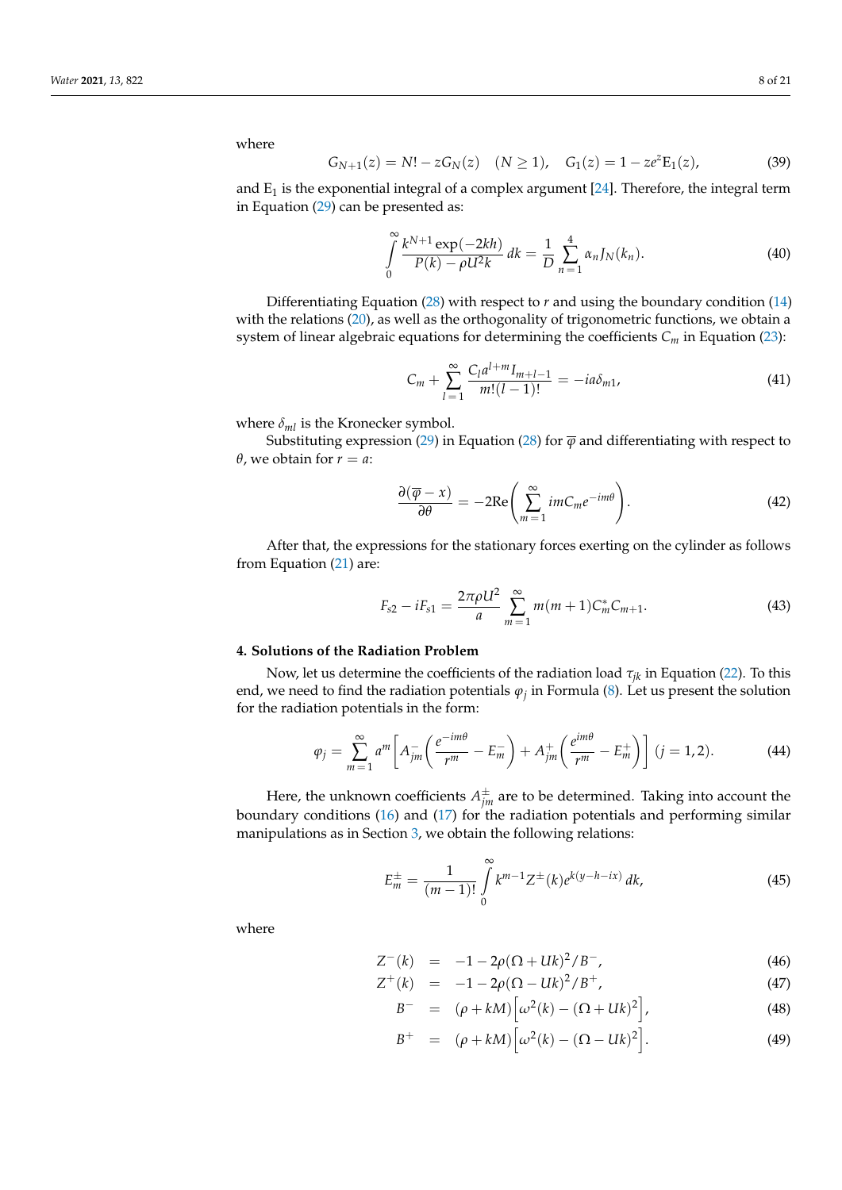where

$$G_{N+1}(z) = N! - zG_N(z) \quad (N \geq 1), \quad G_1(z) = 1 - ze^z \mathrm{E}_1(z), \tag{39}$$

and $\mathrm{E}_1$ is the exponential integral of a complex argument [24]. Therefore, the integral term in Equation (29) can be presented as:

$$\int_0^\infty \frac{k^{N+1}\exp(-2kh)}{P(k) - \rho U^2 k}\, dk = \frac{1}{D}\sum_{n=1}^{4} \alpha_n J_N(k_n). \tag{40}$$

Differentiating Equation (28) with respect to $r$ and using the boundary condition (14) with the relations (20), as well as the orthogonality of trigonometric functions, we obtain a system of linear algebraic equations for determining the coefficients $C_m$ in Equation (23):

$$C_m + \sum_{l=1}^{\infty} \frac{C_l a^{l+m} I_{m+l-1}}{m!(l-1)!} = -ia\delta_{m1}, \tag{41}$$

where $\delta_{ml}$ is the Kronecker symbol.

Substituting expression (29) in Equation (28) for $\overline{\varphi}$ and differentiating with respect to $\theta$, we obtain for $r = a$:

$$\frac{\partial(\overline{\varphi} - x)}{\partial \theta} = -2\mathrm{Re}\left(\sum_{m=1}^{\infty} imC_m e^{-im\theta}\right). \tag{42}$$

After that, the expressions for the stationary forces exerting on the cylinder as follows from Equation (21) are:

$$F_{s2} - iF_{s1} = \frac{2\pi\rho U^2}{a}\sum_{m=1}^{\infty} m(m+1)C_m^* C_{m+1}. \tag{43}$$

## 4. Solutions of the Radiation Problem

Now, let us determine the coefficients of the radiation load $\tau_{jk}$ in Equation (22). To this end, we need to find the radiation potentials $\varphi_j$ in Formula (8). Let us present the solution for the radiation potentials in the form:

$$\varphi_j = \sum_{m=1}^{\infty} a^m \left[A_{jm}^{-}\left(\frac{e^{-im\theta}}{r^m} - E_m^{-}\right) + A_{jm}^{+}\left(\frac{e^{im\theta}}{r^m} - E_m^{+}\right)\right] \ (j = 1, 2). \tag{44}$$

Here, the unknown coefficients $A_{jm}^{\pm}$ are to be determined. Taking into account the boundary conditions (16) and (17) for the radiation potentials and performing similar manipulations as in Section 3, we obtain the following relations:

$$E_m^{\pm} = \frac{1}{(m-1)!}\int_0^\infty k^{m-1} Z^{\pm}(k) e^{k(y-h-ix)}\, dk, \tag{45}$$

where

$$Z^{-}(k) = -1 - 2\rho(\Omega + Uk)^2/B^{-}, \tag{46}$$

$$Z^{+}(k) = -1 - 2\rho(\Omega - Uk)^2/B^{+}, \tag{47}$$

$$B^{-} = (\rho + kM)\left[\omega^2(k) - (\Omega + Uk)^2\right], \tag{48}$$

$$B^{+} = (\rho + kM)\left[\omega^2(k) - (\Omega - Uk)^2\right]. \tag{49}$$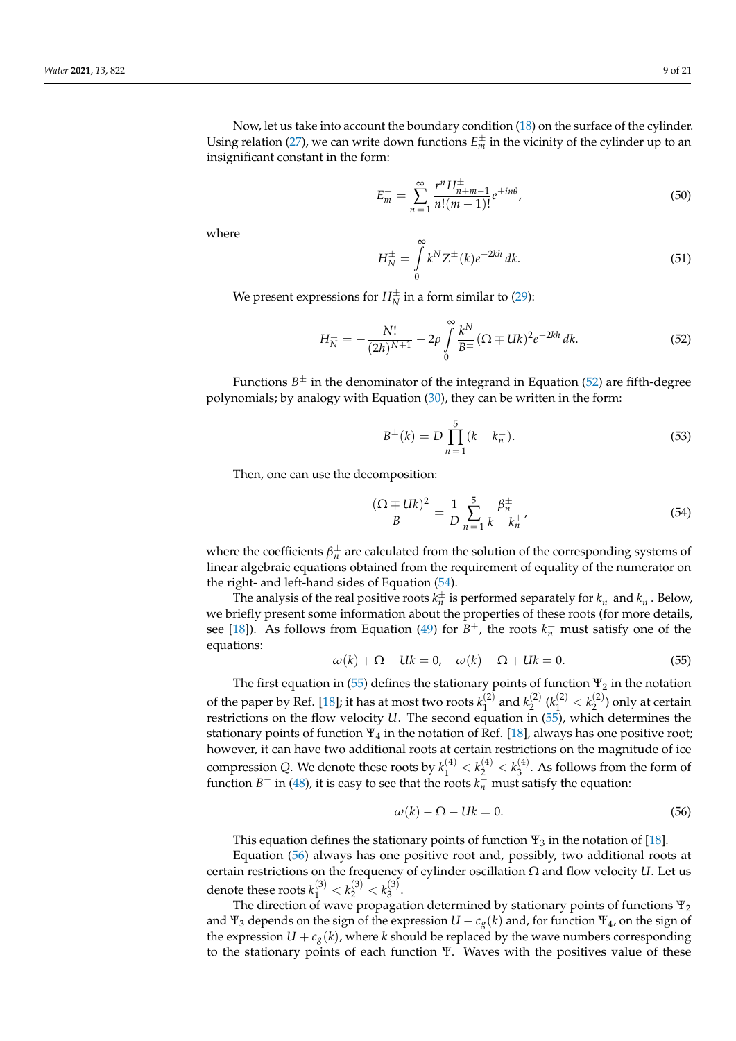Now, let us take into account the boundary condition (18) on the surface of the cylinder. Using relation (27), we can write down functions $E_m^{\pm}$ in the vicinity of the cylinder up to an insignificant constant in the form:

$$E_m^{\pm} = \sum_{n=1}^{\infty} \frac{r^n H_{n+m-1}^{\pm}}{n!(m-1)!} e^{\pm in\theta}, \tag{50}$$

where

$$H_N^{\pm} = \int_0^{\infty} k^N Z^{\pm}(k) e^{-2kh} \, dk. \tag{51}$$

We present expressions for $H_N^{\pm}$ in a form similar to (29):

$$H_N^{\pm} = -\frac{N!}{(2h)^{N+1}} - 2\rho \int_0^{\infty} \frac{k^N}{B^{\pm}} (\Omega \mp Uk)^2 e^{-2kh} \, dk. \tag{52}$$

Functions $B^{\pm}$ in the denominator of the integrand in Equation (52) are fifth-degree polynomials; by analogy with Equation (30), they can be written in the form:

$$B^{\pm}(k) = D \prod_{n=1}^{5} (k - k_n^{\pm}). \tag{53}$$

Then, one can use the decomposition:

$$\frac{(\Omega \mp Uk)^2}{B^{\pm}} = \frac{1}{D} \sum_{n=1}^{5} \frac{\beta_n^{\pm}}{k - k_n^{\pm}}, \tag{54}$$

where the coefficients $\beta_n^{\pm}$ are calculated from the solution of the corresponding systems of linear algebraic equations obtained from the requirement of equality of the numerator on the right- and left-hand sides of Equation (54).

The analysis of the real positive roots $k_n^{\pm}$ is performed separately for $k_n^{+}$ and $k_n^{-}$. Below, we briefly present some information about the properties of these roots (for more details, see [18]). As follows from Equation (49) for $B^{+}$, the roots $k_n^{+}$ must satisfy one of the equations:

$$\omega(k) + \Omega - Uk = 0, \quad \omega(k) - \Omega + Uk = 0. \tag{55}$$

The first equation in (55) defines the stationary points of function $\Psi_2$ in the notation of the paper by Ref. [18]; it has at most two roots $k_1^{(2)}$ and $k_2^{(2)}$ ($k_1^{(2)} < k_2^{(2)}$) only at certain restrictions on the flow velocity $U$. The second equation in (55), which determines the stationary points of function $\Psi_4$ in the notation of Ref. [18], always has one positive root; however, it can have two additional roots at certain restrictions on the magnitude of ice compression $Q$. We denote these roots by $k_1^{(4)} < k_2^{(4)} < k_3^{(4)}$. As follows from the form of function $B^{-}$ in (48), it is easy to see that the roots $k_n^{-}$ must satisfy the equation:

$$\omega(k) - \Omega - Uk = 0. \tag{56}$$

This equation defines the stationary points of function $\Psi_3$ in the notation of [18].

Equation (56) always has one positive root and, possibly, two additional roots at certain restrictions on the frequency of cylinder oscillation $\Omega$ and flow velocity $U$. Let us denote these roots $k_1^{(3)} < k_2^{(3)} < k_3^{(3)}$.

The direction of wave propagation determined by stationary points of functions $\Psi_2$ and $\Psi_3$ depends on the sign of the expression $U - c_g(k)$ and, for function $\Psi_4$, on the sign of the expression $U + c_g(k)$, where $k$ should be replaced by the wave numbers corresponding to the stationary points of each function $\Psi$. Waves with the positives value of these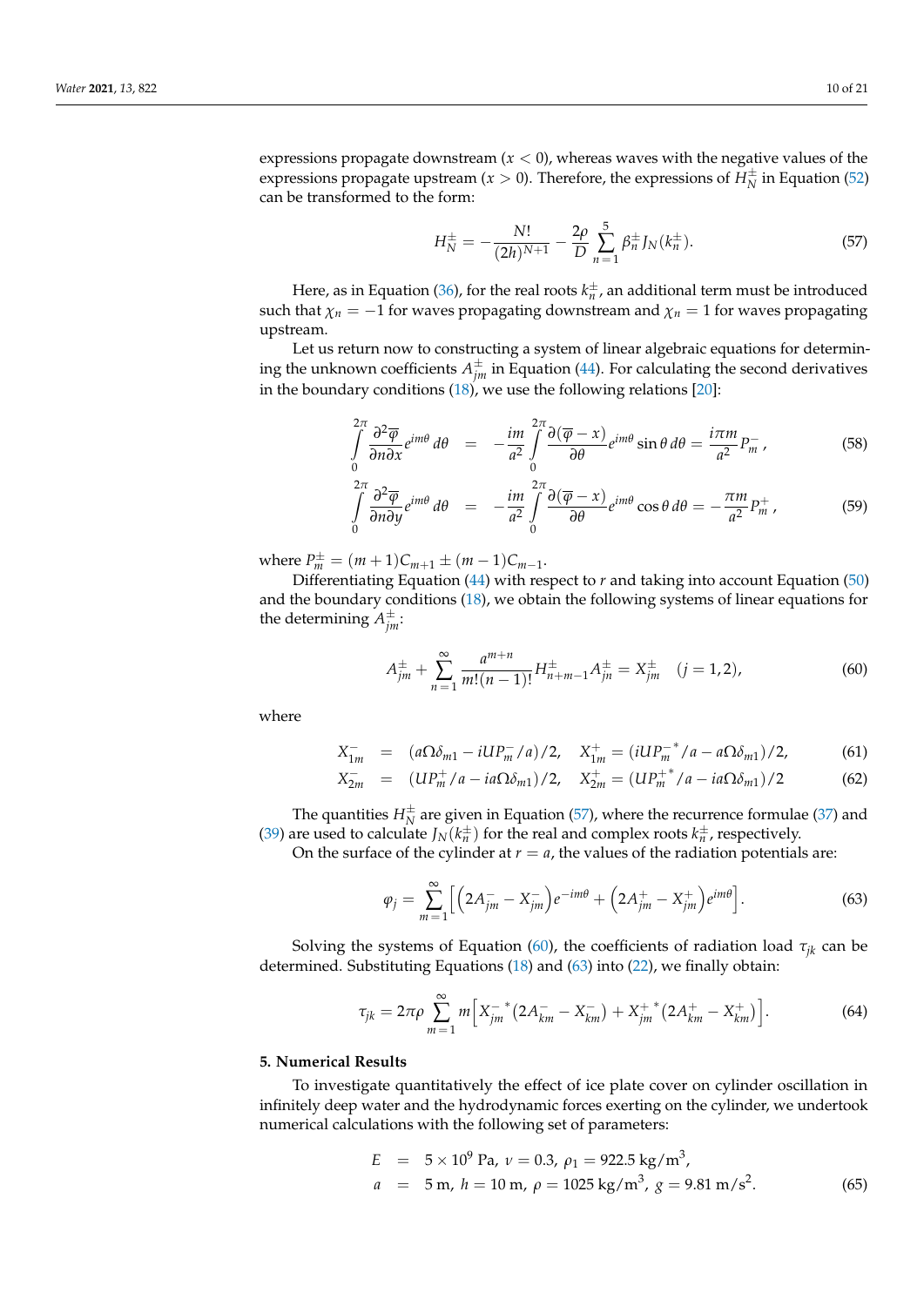expressions propagate downstream ($x < 0$), whereas waves with the negative values of the expressions propagate upstream ($x > 0$). Therefore, the expressions of $H_N^{\pm}$ in Equation (52) can be transformed to the form:

$$H_N^{\pm} = -\frac{N!}{(2h)^{N+1}} - \frac{2\rho}{D}\sum_{n=1}^{5} \beta_n^{\pm} J_N(k_n^{\pm}). \tag{57}$$

Here, as in Equation (36), for the real roots $k_n^{\pm}$, an additional term must be introduced such that $\chi_n = -1$ for waves propagating downstream and $\chi_n = 1$ for waves propagating upstream.

Let us return now to constructing a system of linear algebraic equations for determining the unknown coefficients $A_{jm}^{\pm}$ in Equation (44). For calculating the second derivatives in the boundary conditions (18), we use the following relations [20]:

$$\int_0^{2\pi} \frac{\partial^2 \overline{\varphi}}{\partial n \partial x} e^{im\theta}\, d\theta = -\frac{im}{a^2}\int_0^{2\pi} \frac{\partial(\overline{\varphi} - x)}{\partial \theta} e^{im\theta} \sin\theta\, d\theta = \frac{i\pi m}{a^2} P_m^{-}, \tag{58}$$

$$\int_0^{2\pi} \frac{\partial^2 \overline{\varphi}}{\partial n \partial y} e^{im\theta}\, d\theta = -\frac{im}{a^2}\int_0^{2\pi} \frac{\partial(\overline{\varphi} - x)}{\partial \theta} e^{im\theta} \cos\theta\, d\theta = -\frac{\pi m}{a^2} P_m^{+}, \tag{59}$$

where $P_m^{\pm} = (m+1)C_{m+1} \pm (m-1)C_{m-1}$.

Differentiating Equation (44) with respect to $r$ and taking into account Equation (50) and the boundary conditions (18), we obtain the following systems of linear equations for the determining $A_{jm}^{\pm}$:

$$A_{jm}^{\pm} + \sum_{n=1}^{\infty} \frac{a^{m+n}}{m!(n-1)!} H_{n+m-1}^{\pm} A_{jn}^{\pm} = X_{jm}^{\pm} \quad (j = 1, 2), \tag{60}$$

where

$$X_{1m}^{-} = (a\Omega\delta_{m1} - iUP_m^{-}/a)/2, \quad X_{1m}^{+} = (iU{P_m^{-}}^{*}/a - a\Omega\delta_{m1})/2, \tag{61}$$

$$X_{2m}^{-} = (UP_m^{+}/a - ia\Omega\delta_{m1})/2, \quad X_{2m}^{+} = (U{P_m^{+}}^{*}/a - ia\Omega\delta_{m1})/2 \tag{62}$$

The quantities $H_N^{\pm}$ are given in Equation (57), where the recurrence formulae (37) and (39) are used to calculate $J_N(k_n^{\pm})$ for the real and complex roots $k_n^{\pm}$, respectively.

On the surface of the cylinder at $r = a$, the values of the radiation potentials are:

$$\varphi_j = \sum_{m=1}^{\infty} \left[ \left(2A_{jm}^{-} - X_{jm}^{-}\right) e^{-im\theta} + \left(2A_{jm}^{+} - X_{jm}^{+}\right) e^{im\theta} \right]. \tag{63}$$

Solving the systems of Equation (60), the coefficients of radiation load $\tau_{jk}$ can be determined. Substituting Equations (18) and (63) into (22), we finally obtain:

$$\tau_{jk} = 2\pi\rho \sum_{m=1}^{\infty} m\left[ {X_{jm}^{-}}^{*}(2A_{km}^{-} - X_{km}^{-}) + {X_{jm}^{+}}^{*}(2A_{km}^{+} - X_{km}^{+}) \right]. \tag{64}$$

## 5. Numerical Results

To investigate quantitatively the effect of ice plate cover on cylinder oscillation in infinitely deep water and the hydrodynamic forces exerting on the cylinder, we undertook numerical calculations with the following set of parameters:

$$\begin{aligned} E &= 5 \times 10^9 \text{ Pa},\ \nu = 0.3,\ \rho_1 = 922.5 \text{ kg/m}^3, \\ a &= 5 \text{ m},\ h = 10 \text{ m},\ \rho = 1025 \text{ kg/m}^3,\ g = 9.81 \text{ m/s}^2. \end{aligned} \tag{65}$$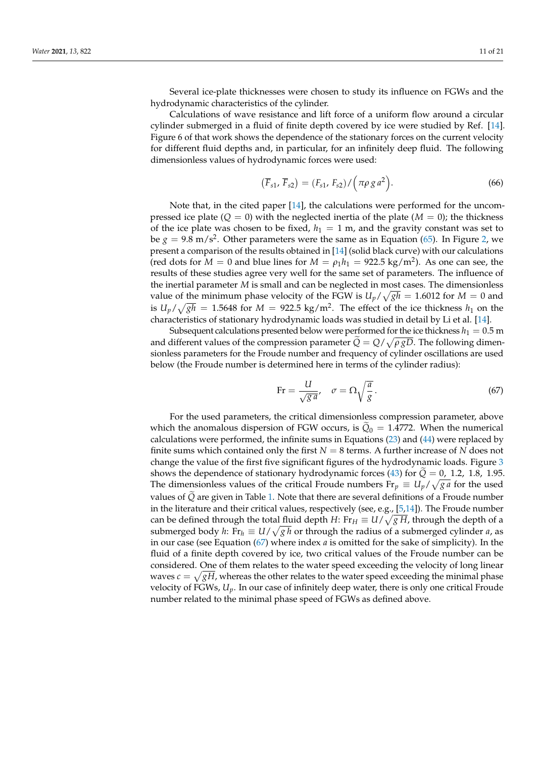Several ice-plate thicknesses were chosen to study its influence on FGWs and the hydrodynamic characteristics of the cylinder.

Calculations of wave resistance and lift force of a uniform flow around a circular cylinder submerged in a fluid of finite depth covered by ice were studied by Ref. [14]. Figure 6 of that work shows the dependence of the stationary forces on the current velocity for different fluid depths and, in particular, for an infinitely deep fluid. The following dimensionless values of hydrodynamic forces were used:

$$(\overline{F}_{s1},\, \overline{F}_{s2}) = (F_{s1},\, F_{s2})/\left(\pi \rho\, g\, a^2\right). \tag{66}$$

Note that, in the cited paper [14], the calculations were performed for the uncompressed ice plate ($Q = 0$) with the neglected inertia of the plate ($M = 0$); the thickness of the ice plate was chosen to be fixed, $h_1 = 1$ m, and the gravity constant was set to be $g = 9.8$ m/s$^2$. Other parameters were the same as in Equation (65). In Figure 2, we present a comparison of the results obtained in [14] (solid black curve) with our calculations (red dots for $M = 0$ and blue lines for $M = \rho_1 h_1 = 922.5$ kg/m$^2$). As one can see, the results of these studies agree very well for the same set of parameters. The influence of the inertial parameter $M$ is small and can be neglected in most cases. The dimensionless value of the minimum phase velocity of the FGW is $U_p/\sqrt{gh} = 1.6012$ for $M = 0$ and is $U_p/\sqrt{gh} = 1.5648$ for $M = 922.5$ kg/m$^2$. The effect of the ice thickness $h_1$ on the characteristics of stationary hydrodynamic loads was studied in detail by Li et al. [14].

Subsequent calculations presented below were performed for the ice thickness $h_1 = 0.5$ m and different values of the compression parameter $\widetilde{Q} = Q/\sqrt{\rho\, g D}$. The following dimensionless parameters for the Froude number and frequency of cylinder oscillations are used below (the Froude number is determined here in terms of the cylinder radius):

$$\mathrm{Fr} = \frac{U}{\sqrt{g\, a}}, \quad \sigma = \Omega \sqrt{\frac{a}{g}}. \tag{67}$$

For the used parameters, the critical dimensionless compression parameter, above which the anomalous dispersion of FGW occurs, is $\widetilde{Q}_0 = 1.4772$. When the numerical calculations were performed, the infinite sums in Equations (23) and (44) were replaced by finite sums which contained only the first $N = 8$ terms. A further increase of $N$ does not change the value of the first five significant figures of the hydrodynamic loads. Figure 3 shows the dependence of stationary hydrodynamic forces (43) for $\widetilde{Q} = 0,\ 1.2,\ 1.8,\ 1.95$. The dimensionless values of the critical Froude numbers $\mathrm{Fr}_p \equiv U_p/\sqrt{g\, a}$ for the used values of $\widetilde{Q}$ are given in Table 1. Note that there are several definitions of a Froude number in the literature and their critical values, respectively (see, e.g., [5,14]). The Froude number can be defined through the total fluid depth $H$: $\mathrm{Fr}_H \equiv U/\sqrt{g\, H}$, through the depth of a submerged body $h$: $\mathrm{Fr}_h \equiv U/\sqrt{g\, h}$ or through the radius of a submerged cylinder $a$, as in our case (see Equation (67) where index $a$ is omitted for the sake of simplicity). In the fluid of a finite depth covered by ice, two critical values of the Froude number can be considered. One of them relates to the water speed exceeding the velocity of long linear waves $c = \sqrt{gH}$, whereas the other relates to the water speed exceeding the minimal phase velocity of FGWs, $U_p$. In our case of infinitely deep water, there is only one critical Froude number related to the minimal phase speed of FGWs as defined above.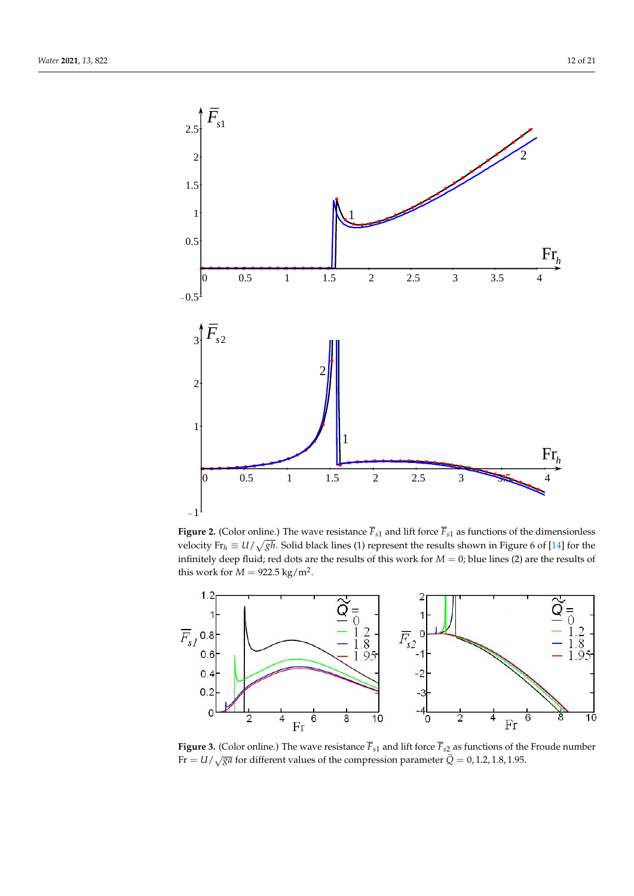**Figure 2.** (Color online.) The wave resistance $\overline{F}_{s1}$ and lift force $\overline{F}_{s1}$ as functions of the dimensionless velocity $\mathrm{Fr}_h \equiv U/\sqrt{gh}$. Solid black lines (1) represent the results shown in Figure 6 of [14] for the infinitely deep fluid; red dots are the results of this work for $M = 0$; blue lines (2) are the results of this work for $M = 922.5\ \mathrm{kg/m^2}$.

**Figure 3.** (Color online.) The wave resistance $\overline{F}_{s1}$ and lift force $\overline{F}_{s2}$ as functions of the Froude number $\mathrm{Fr} = U/\sqrt{ga}$ for different values of the compression parameter $\widetilde{Q} = 0, 1.2, 1.8, 1.95$.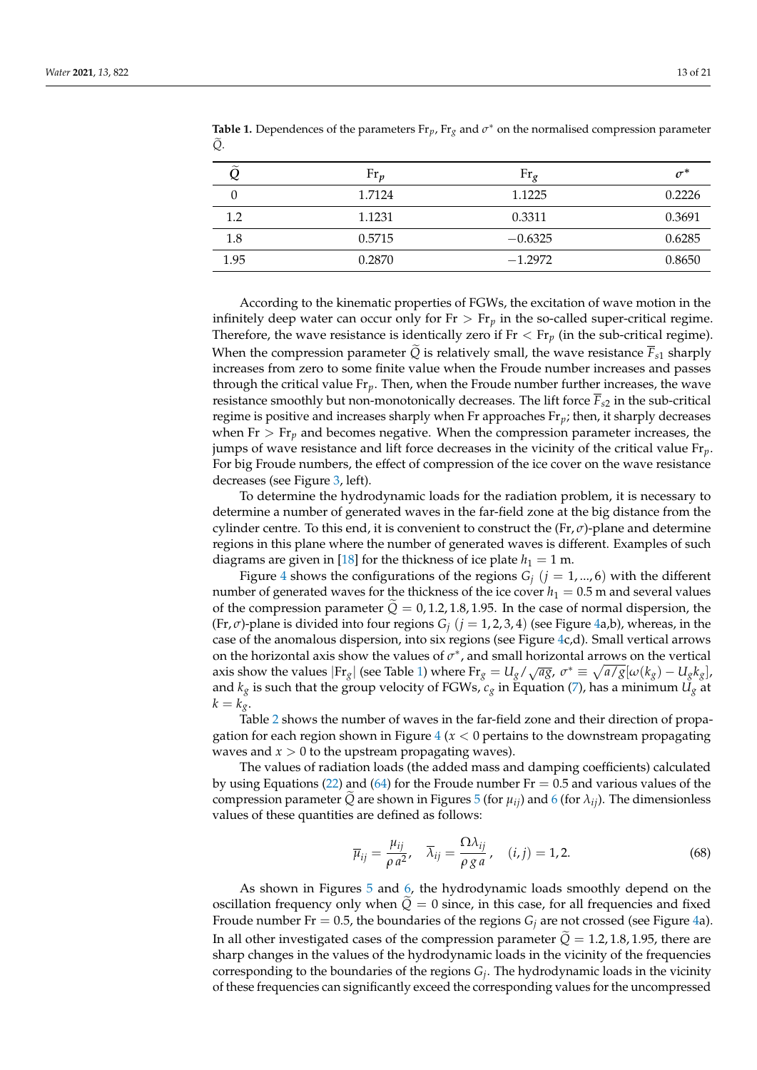**Table 1.** Dependences of the parameters $\mathrm{Fr}_p$, $\mathrm{Fr}_g$ and $\sigma^*$ on the normalised compression parameter $\widetilde{Q}$.

| $\widetilde{Q}$ | $\mathrm{Fr}_p$ | $\mathrm{Fr}_g$ | $\sigma^*$ |
|---|---|---|---|
| 0 | 1.7124 | 1.1225 | 0.2226 |
| 1.2 | 1.1231 | 0.3311 | 0.3691 |
| 1.8 | 0.5715 | −0.6325 | 0.6285 |
| 1.95 | 0.2870 | −1.2972 | 0.8650 |

According to the kinematic properties of FGWs, the excitation of wave motion in the infinitely deep water can occur only for $\mathrm{Fr} > \mathrm{Fr}_p$ in the so-called super-critical regime. Therefore, the wave resistance is identically zero if $\mathrm{Fr} < \mathrm{Fr}_p$ (in the sub-critical regime). When the compression parameter $\widetilde{Q}$ is relatively small, the wave resistance $\overline{F}_{s1}$ sharply increases from zero to some finite value when the Froude number increases and passes through the critical value $\mathrm{Fr}_p$. Then, when the Froude number further increases, the wave resistance smoothly but non-monotonically decreases. The lift force $\overline{F}_{s2}$ in the sub-critical regime is positive and increases sharply when Fr approaches $\mathrm{Fr}_p$; then, it sharply decreases when $\mathrm{Fr} > \mathrm{Fr}_p$ and becomes negative. When the compression parameter increases, the jumps of wave resistance and lift force decreases in the vicinity of the critical value $\mathrm{Fr}_p$. For big Froude numbers, the effect of compression of the ice cover on the wave resistance decreases (see Figure 3, left).

To determine the hydrodynamic loads for the radiation problem, it is necessary to determine a number of generated waves in the far-field zone at the big distance from the cylinder centre. To this end, it is convenient to construct the $(\mathrm{Fr}, \sigma)$-plane and determine regions in this plane where the number of generated waves is different. Examples of such diagrams are given in [18] for the thickness of ice plate $h_1 = 1$ m.

Figure 4 shows the configurations of the regions $G_j$ $(j = 1, \ldots, 6)$ with the different number of generated waves for the thickness of the ice cover $h_1 = 0.5$ m and several values of the compression parameter $\widetilde{Q} = 0, 1.2, 1.8, 1.95$. In the case of normal dispersion, the $(\mathrm{Fr}, \sigma)$-plane is divided into four regions $G_j$ $(j = 1, 2, 3, 4)$ (see Figure 4a,b), whereas, in the case of the anomalous dispersion, into six regions (see Figure 4c,d). Small vertical arrows on the horizontal axis show the values of $\sigma^*$, and small horizontal arrows on the vertical axis show the values $|\mathrm{Fr}_g|$ (see Table 1) where $\mathrm{Fr}_g = U_g/\sqrt{ag}$, $\sigma^* \equiv \sqrt{a/g}[\omega(k_g) - U_g k_g]$, and $k_g$ is such that the group velocity of FGWs, $c_g$ in Equation (7), has a minimum $U_g$ at $k = k_g$.

Table 2 shows the number of waves in the far-field zone and their direction of propagation for each region shown in Figure 4 ($x < 0$ pertains to the downstream propagating waves and $x > 0$ to the upstream propagating waves).

The values of radiation loads (the added mass and damping coefficients) calculated by using Equations (22) and (64) for the Froude number $\mathrm{Fr} = 0.5$ and various values of the compression parameter $\widetilde{Q}$ are shown in Figures 5 (for $\mu_{ij}$) and 6 (for $\lambda_{ij}$). The dimensionless values of these quantities are defined as follows:

$$\overline{\mu}_{ij} = \frac{\mu_{ij}}{\rho\, a^2}, \quad \overline{\lambda}_{ij} = \frac{\Omega \lambda_{ij}}{\rho\, g\, a}, \quad (i, j) = 1, 2. \tag{68}$$

As shown in Figures 5 and 6, the hydrodynamic loads smoothly depend on the oscillation frequency only when $\widetilde{Q} = 0$ since, in this case, for all frequencies and fixed Froude number $\mathrm{Fr} = 0.5$, the boundaries of the regions $G_j$ are not crossed (see Figure 4a). In all other investigated cases of the compression parameter $\widetilde{Q} = 1.2, 1.8, 1.95$, there are sharp changes in the values of the hydrodynamic loads in the vicinity of the frequencies corresponding to the boundaries of the regions $G_j$. The hydrodynamic loads in the vicinity of these frequencies can significantly exceed the corresponding values for the uncompressed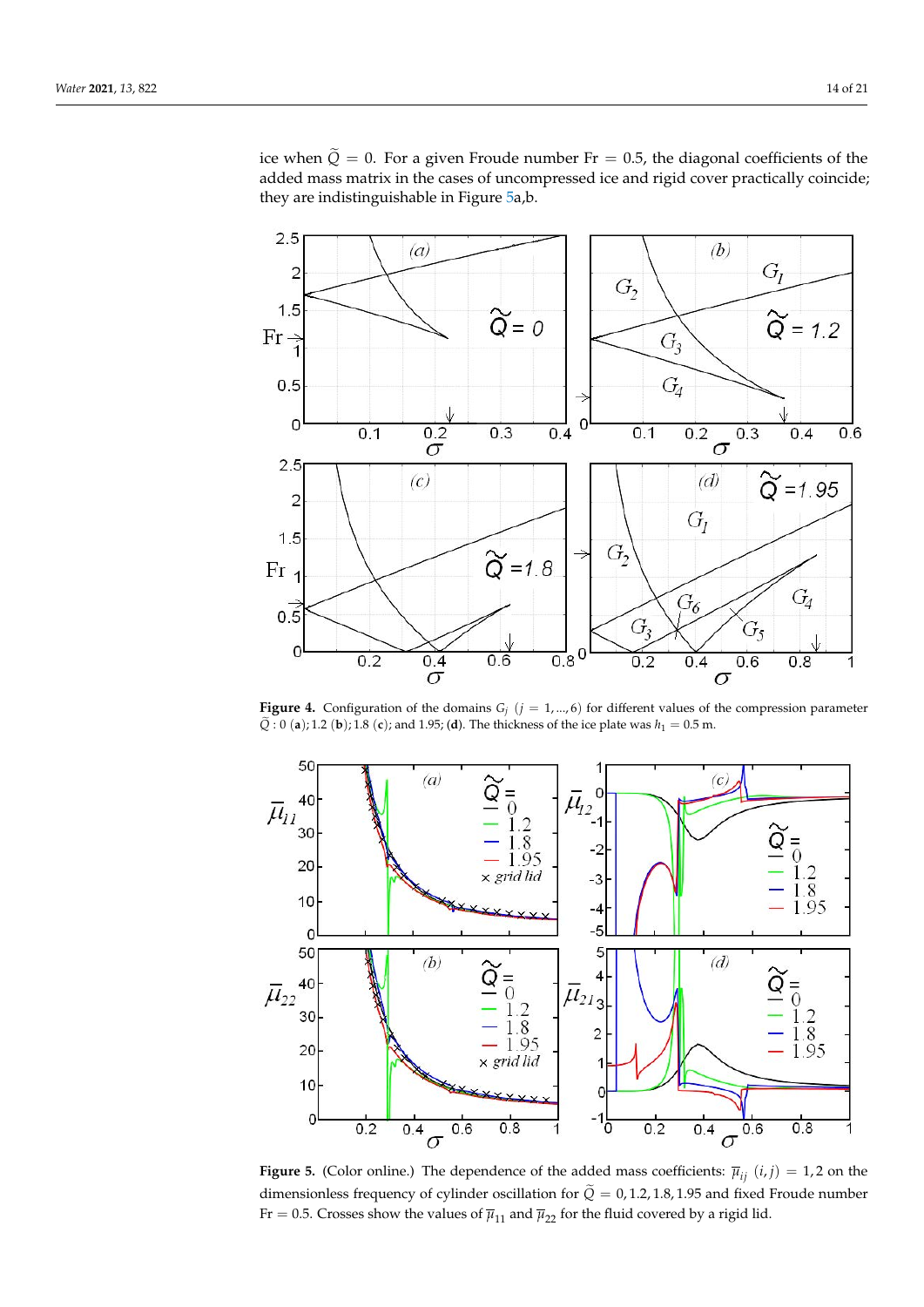ice when $\widetilde{Q} = 0$. For a given Froude number Fr = 0.5, the diagonal coefficients of the added mass matrix in the cases of uncompressed ice and rigid cover practically coincide; they are indistinguishable in Figure 5a,b.

**Figure 4.** Configuration of the domains $G_j$ $(j = 1, ..., 6)$ for different values of the compression parameter $\widetilde{Q}$ : 0 (**a**); 1.2 (**b**); 1.8 (**c**); and 1.95; (**d**). The thickness of the ice plate was $h_1 = 0.5$ m.

**Figure 5.** (Color online.) The dependence of the added mass coefficients: $\overline{\mu}_{ij}$ $(i, j) = 1, 2$ on the dimensionless frequency of cylinder oscillation for $\widetilde{Q} = 0, 1.2, 1.8, 1.95$ and fixed Froude number Fr = 0.5. Crosses show the values of $\overline{\mu}_{11}$ and $\overline{\mu}_{22}$ for the fluid covered by a rigid lid.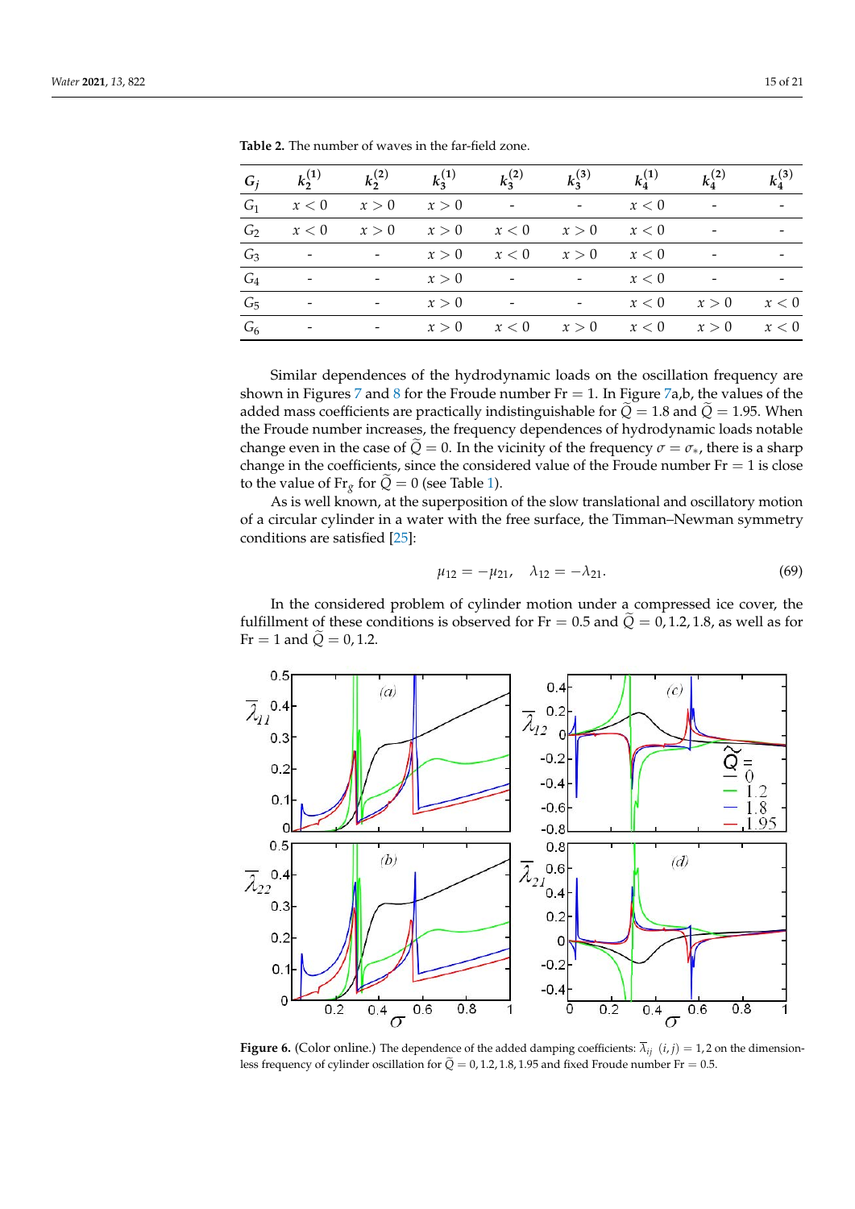**Table 2.** The number of waves in the far-field zone.

| $G_j$ | $k_2^{(1)}$ | $k_2^{(2)}$ | $k_3^{(1)}$ | $k_3^{(2)}$ | $k_3^{(3)}$ | $k_4^{(1)}$ | $k_4^{(2)}$ | $k_4^{(3)}$ |
|---|---|---|---|---|---|---|---|---|
| $G_1$ | $x<0$ | $x>0$ | $x>0$ | - | - | $x<0$ | - | - |
| $G_2$ | $x<0$ | $x>0$ | $x>0$ | $x<0$ | $x>0$ | $x<0$ | - | - |
| $G_3$ | - | - | $x>0$ | $x<0$ | $x>0$ | $x<0$ | - | - |
| $G_4$ | - | - | $x>0$ | - | - | $x<0$ | - | - |
| $G_5$ | - | - | $x>0$ | - | - | $x<0$ | $x>0$ | $x<0$ |
| $G_6$ | - | - | $x>0$ | $x<0$ | $x>0$ | $x<0$ | $x>0$ | $x<0$ |

Similar dependences of the hydrodynamic loads on the oscillation frequency are shown in Figures 7 and 8 for the Froude number $\mathrm{Fr} = 1$. In Figure 7a,b, the values of the added mass coefficients are practically indistinguishable for $\widetilde{Q} = 1.8$ and $\widetilde{Q} = 1.95$. When the Froude number increases, the frequency dependences of hydrodynamic loads notable change even in the case of $\widetilde{Q} = 0$. In the vicinity of the frequency $\sigma = \sigma_*$, there is a sharp change in the coefficients, since the considered value of the Froude number $\mathrm{Fr} = 1$ is close to the value of $\mathrm{Fr}_g$ for $\widetilde{Q} = 0$ (see Table 1).

As is well known, at the superposition of the slow translational and oscillatory motion of a circular cylinder in a water with the free surface, the Timman–Newman symmetry conditions are satisfied [25]:

$$\mu_{12} = -\mu_{21}, \quad \lambda_{12} = -\lambda_{21}. \tag{69}$$

In the considered problem of cylinder motion under a compressed ice cover, the fulfillment of these conditions is observed for $\mathrm{Fr} = 0.5$ and $\widetilde{Q} = 0, 1.2, 1.8$, as well as for $\mathrm{Fr} = 1$ and $\widetilde{Q} = 0, 1.2$.

**Figure 6.** (Color online.) The dependence of the added damping coefficients: $\overline{\lambda}_{ij}$ $(i,j) = 1,2$ on the dimensionless frequency of cylinder oscillation for $\widetilde{Q} = 0, 1.2, 1.8, 1.95$ and fixed Froude number $\mathrm{Fr} = 0.5$.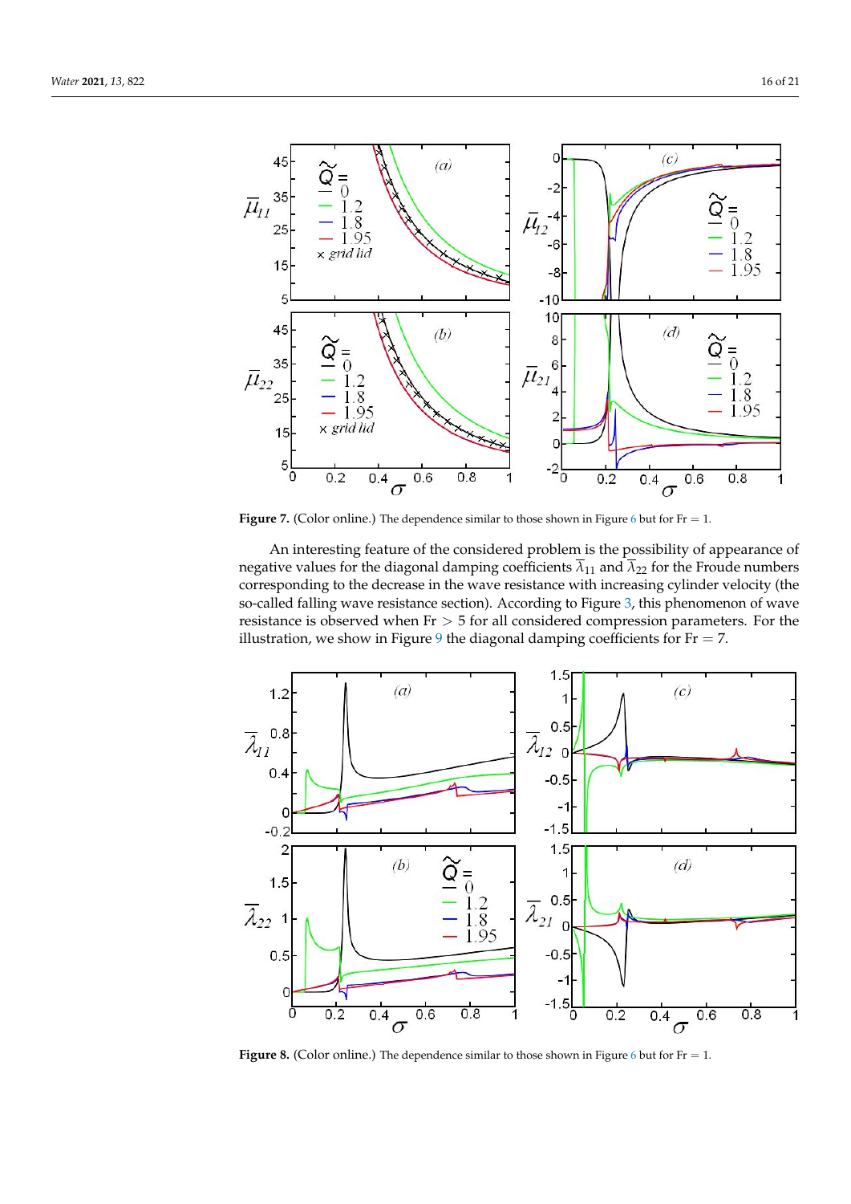**Figure 7.** (Color online.) The dependence similar to those shown in Figure 6 but for Fr = 1.

An interesting feature of the considered problem is the possibility of appearance of negative values for the diagonal damping coefficients $\overline{\lambda}_{11}$ and $\overline{\lambda}_{22}$ for the Froude numbers corresponding to the decrease in the wave resistance with increasing cylinder velocity (the so-called falling wave resistance section). According to Figure 3, this phenomenon of wave resistance is observed when $\mathrm{Fr} > 5$ for all considered compression parameters. For the illustration, we show in Figure 9 the diagonal damping coefficients for Fr = 7.

**Figure 8.** (Color online.) The dependence similar to those shown in Figure 6 but for Fr = 1.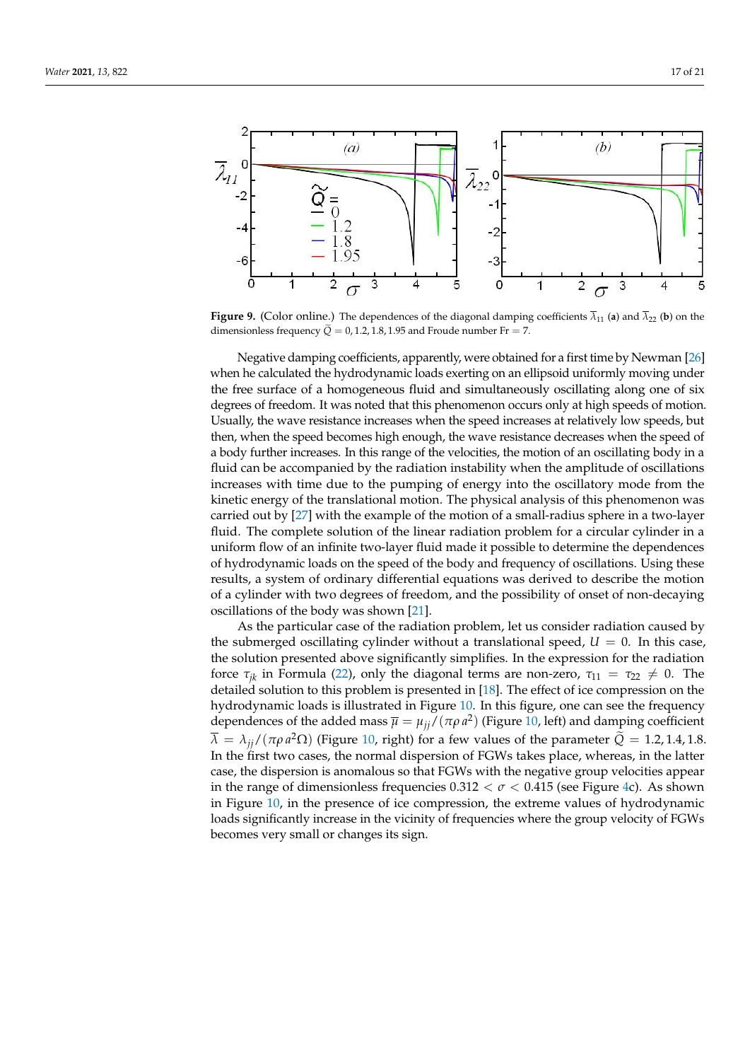**Figure 9.** (Color online.) The dependences of the diagonal damping coefficients $\overline{\lambda}_{11}$ (**a**) and $\overline{\lambda}_{22}$ (**b**) on the dimensionless frequency $\widetilde{Q} = 0, 1.2, 1.8, 1.95$ and Froude number $\mathrm{Fr} = 7$.

Negative damping coefficients, apparently, were obtained for a first time by Newman [26] when he calculated the hydrodynamic loads exerting on an ellipsoid uniformly moving under the free surface of a homogeneous fluid and simultaneously oscillating along one of six degrees of freedom. It was noted that this phenomenon occurs only at high speeds of motion. Usually, the wave resistance increases when the speed increases at relatively low speeds, but then, when the speed becomes high enough, the wave resistance decreases when the speed of a body further increases. In this range of the velocities, the motion of an oscillating body in a fluid can be accompanied by the radiation instability when the amplitude of oscillations increases with time due to the pumping of energy into the oscillatory mode from the kinetic energy of the translational motion. The physical analysis of this phenomenon was carried out by [27] with the example of the motion of a small-radius sphere in a two-layer fluid. The complete solution of the linear radiation problem for a circular cylinder in a uniform flow of an infinite two-layer fluid made it possible to determine the dependences of hydrodynamic loads on the speed of the body and frequency of oscillations. Using these results, a system of ordinary differential equations was derived to describe the motion of a cylinder with two degrees of freedom, and the possibility of onset of non-decaying oscillations of the body was shown [21].

As the particular case of the radiation problem, let us consider radiation caused by the submerged oscillating cylinder without a translational speed, $U = 0$. In this case, the solution presented above significantly simplifies. In the expression for the radiation force $\tau_{jk}$ in Formula (22), only the diagonal terms are non-zero, $\tau_{11} = \tau_{22} \neq 0$. The detailed solution to this problem is presented in [18]. The effect of ice compression on the hydrodynamic loads is illustrated in Figure 10. In this figure, one can see the frequency dependences of the added mass $\overline{\mu} = \mu_{jj}/(\pi\rho\, a^2)$ (Figure 10, left) and damping coefficient $\overline{\lambda} = \lambda_{jj}/(\pi\rho\, a^2\Omega)$ (Figure 10, right) for a few values of the parameter $\widetilde{Q} = 1.2, 1.4, 1.8$. In the first two cases, the normal dispersion of FGWs takes place, whereas, in the latter case, the dispersion is anomalous so that FGWs with the negative group velocities appear in the range of dimensionless frequencies $0.312 < \sigma < 0.415$ (see Figure 4c). As shown in Figure 10, in the presence of ice compression, the extreme values of hydrodynamic loads significantly increase in the vicinity of frequencies where the group velocity of FGWs becomes very small or changes its sign.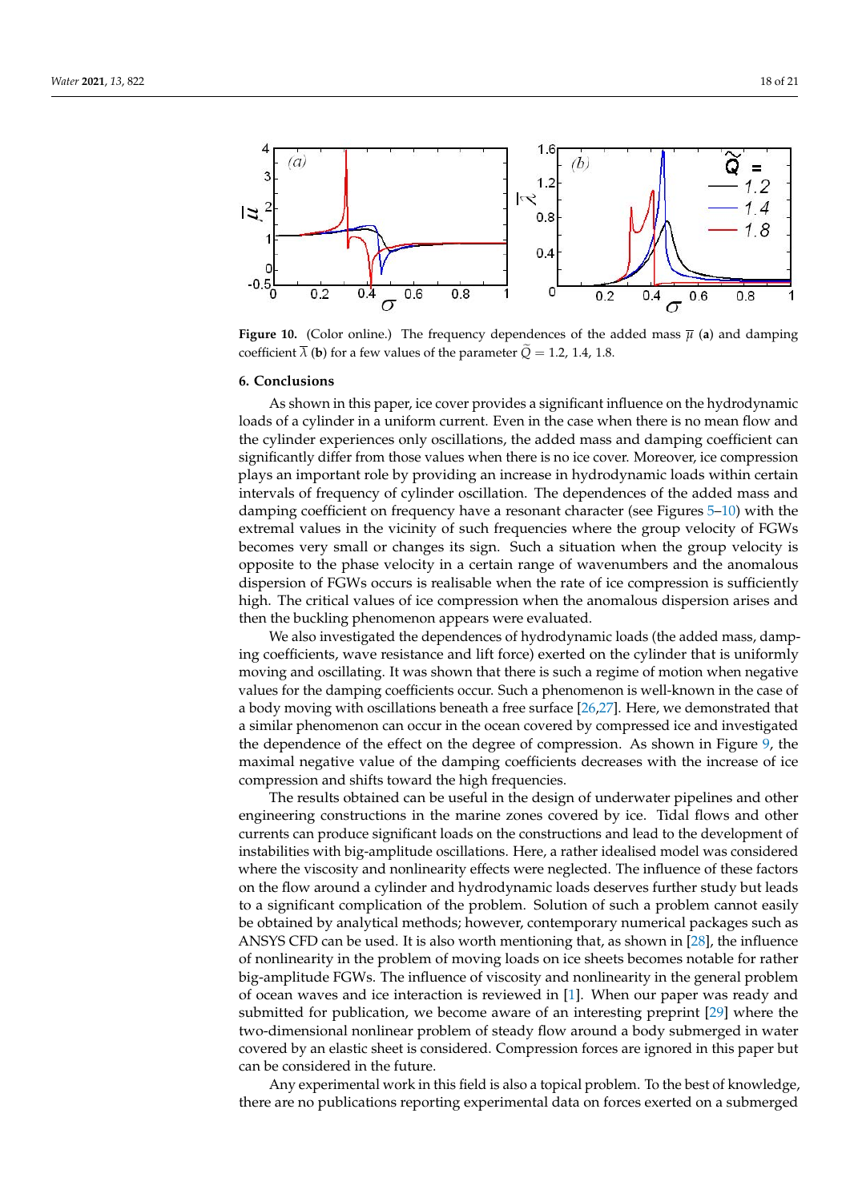**Figure 10.** (Color online.) The frequency dependences of the added mass $\overline{\mu}$ (**a**) and damping coefficient $\overline{\lambda}$ (**b**) for a few values of the parameter $\widetilde{Q} = 1.2, 1.4, 1.8$.

## 6. Conclusions

As shown in this paper, ice cover provides a significant influence on the hydrodynamic loads of a cylinder in a uniform current. Even in the case when there is no mean flow and the cylinder experiences only oscillations, the added mass and damping coefficient can significantly differ from those values when there is no ice cover. Moreover, ice compression plays an important role by providing an increase in hydrodynamic loads within certain intervals of frequency of cylinder oscillation. The dependences of the added mass and damping coefficient on frequency have a resonant character (see Figures 5–10) with the extremal values in the vicinity of such frequencies where the group velocity of FGWs becomes very small or changes its sign. Such a situation when the group velocity is opposite to the phase velocity in a certain range of wavenumbers and the anomalous dispersion of FGWs occurs is realisable when the rate of ice compression is sufficiently high. The critical values of ice compression when the anomalous dispersion arises and then the buckling phenomenon appears were evaluated.

We also investigated the dependences of hydrodynamic loads (the added mass, damping coefficients, wave resistance and lift force) exerted on the cylinder that is uniformly moving and oscillating. It was shown that there is such a regime of motion when negative values for the damping coefficients occur. Such a phenomenon is well-known in the case of a body moving with oscillations beneath a free surface [26,27]. Here, we demonstrated that a similar phenomenon can occur in the ocean covered by compressed ice and investigated the dependence of the effect on the degree of compression. As shown in Figure 9, the maximal negative value of the damping coefficients decreases with the increase of ice compression and shifts toward the high frequencies.

The results obtained can be useful in the design of underwater pipelines and other engineering constructions in the marine zones covered by ice. Tidal flows and other currents can produce significant loads on the constructions and lead to the development of instabilities with big-amplitude oscillations. Here, a rather idealised model was considered where the viscosity and nonlinearity effects were neglected. The influence of these factors on the flow around a cylinder and hydrodynamic loads deserves further study but leads to a significant complication of the problem. Solution of such a problem cannot easily be obtained by analytical methods; however, contemporary numerical packages such as ANSYS CFD can be used. It is also worth mentioning that, as shown in [28], the influence of nonlinearity in the problem of moving loads on ice sheets becomes notable for rather big-amplitude FGWs. The influence of viscosity and nonlinearity in the general problem of ocean waves and ice interaction is reviewed in [1]. When our paper was ready and submitted for publication, we become aware of an interesting preprint [29] where the two-dimensional nonlinear problem of steady flow around a body submerged in water covered by an elastic sheet is considered. Compression forces are ignored in this paper but can be considered in the future.

Any experimental work in this field is also a topical problem. To the best of knowledge, there are no publications reporting experimental data on forces exerted on a submerged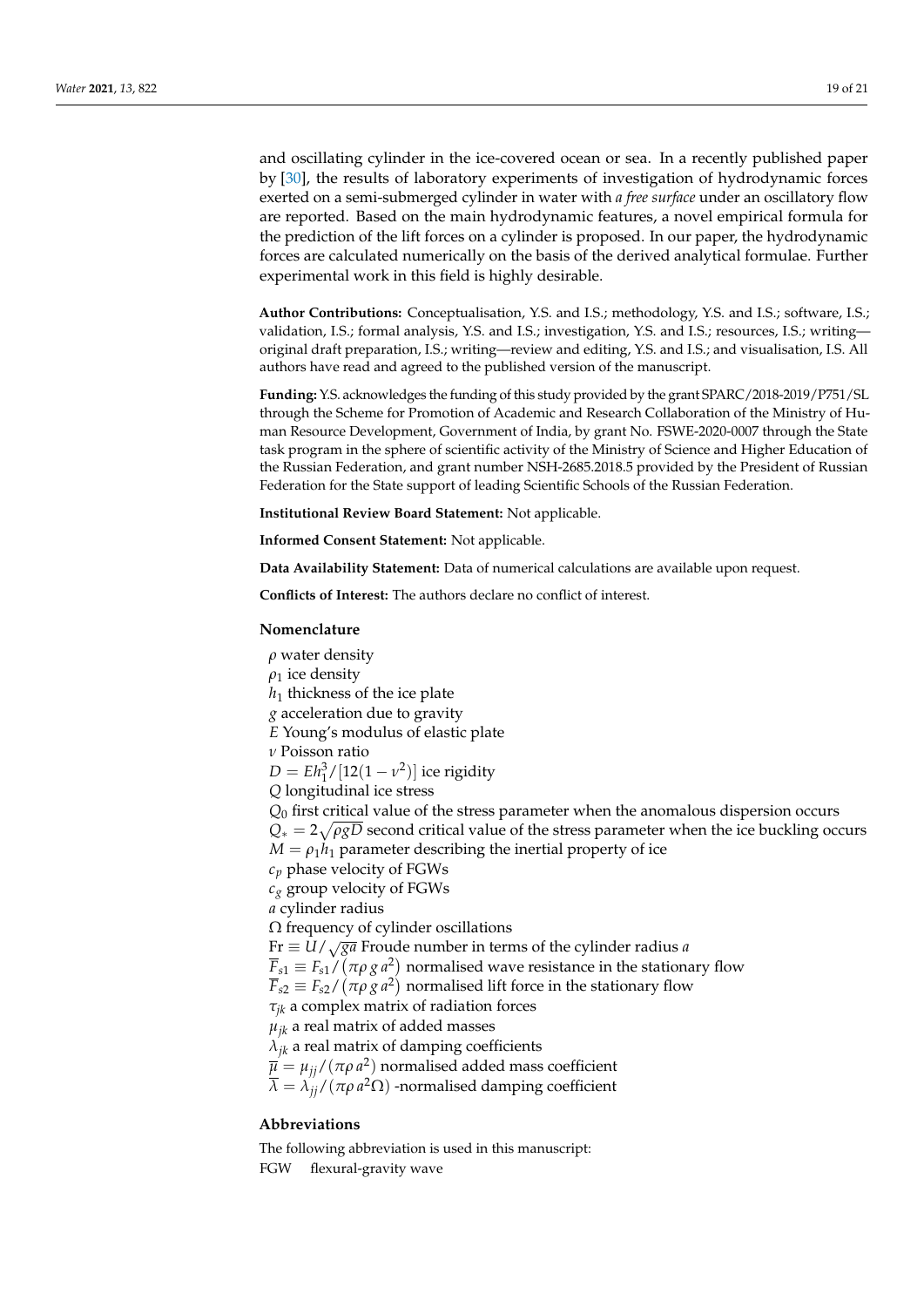and oscillating cylinder in the ice-covered ocean or sea. In a recently published paper by [30], the results of laboratory experiments of investigation of hydrodynamic forces exerted on a semi-submerged cylinder in water with *a free surface* under an oscillatory flow are reported. Based on the main hydrodynamic features, a novel empirical formula for the prediction of the lift forces on a cylinder is proposed. In our paper, the hydrodynamic forces are calculated numerically on the basis of the derived analytical formulae. Further experimental work in this field is highly desirable.

**Author Contributions:** Conceptualisation, Y.S. and I.S.; methodology, Y.S. and I.S.; software, I.S.; validation, I.S.; formal analysis, Y.S. and I.S.; investigation, Y.S. and I.S.; resources, I.S.; writing—original draft preparation, I.S.; writing—review and editing, Y.S. and I.S.; and visualisation, I.S. All authors have read and agreed to the published version of the manuscript.

**Funding:** Y.S. acknowledges the funding of this study provided by the grant SPARC/2018-2019/P751/SL through the Scheme for Promotion of Academic and Research Collaboration of the Ministry of Human Resource Development, Government of India, by grant No. FSWE-2020-0007 through the State task program in the sphere of scientific activity of the Ministry of Science and Higher Education of the Russian Federation, and grant number NSH-2685.2018.5 provided by the President of Russian Federation for the State support of leading Scientific Schools of the Russian Federation.

**Institutional Review Board Statement:** Not applicable.

**Informed Consent Statement:** Not applicable.

**Data Availability Statement:** Data of numerical calculations are available upon request.

**Conflicts of Interest:** The authors declare no conflict of interest.

## Nomenclature

$\rho$ water density
$\rho_1$ ice density
$h_1$ thickness of the ice plate
$g$ acceleration due to gravity
$E$ Young's modulus of elastic plate
$\nu$ Poisson ratio
$D = Eh_1^3/[12(1-\nu^2)]$ ice rigidity
$Q$ longitudinal ice stress
$Q_0$ first critical value of the stress parameter when the anomalous dispersion occurs
$Q_* = 2\sqrt{\rho g D}$ second critical value of the stress parameter when the ice buckling occurs
$M = \rho_1 h_1$ parameter describing the inertial property of ice
$c_p$ phase velocity of FGWs
$c_g$ group velocity of FGWs
$a$ cylinder radius
$\Omega$ frequency of cylinder oscillations
$\mathrm{Fr} \equiv U/\sqrt{ga}$ Froude number in terms of the cylinder radius $a$
$\overline{F}_{s1} \equiv F_{s1}/(\pi\rho\, g\, a^2)$ normalised wave resistance in the stationary flow
$\overline{F}_{s2} \equiv F_{s2}/(\pi\rho\, g\, a^2)$ normalised lift force in the stationary flow
$\tau_{jk}$ a complex matrix of radiation forces
$\mu_{jk}$ a real matrix of added masses
$\lambda_{jk}$ a real matrix of damping coefficients
$\overline{\mu} = \mu_{jj}/(\pi\rho\, a^2)$ normalised added mass coefficient
$\overline{\lambda} = \lambda_{jj}/(\pi\rho\, a^2\Omega)$ -normalised damping coefficient

## Abbreviations

The following abbreviation is used in this manuscript:

FGW flexural-gravity wave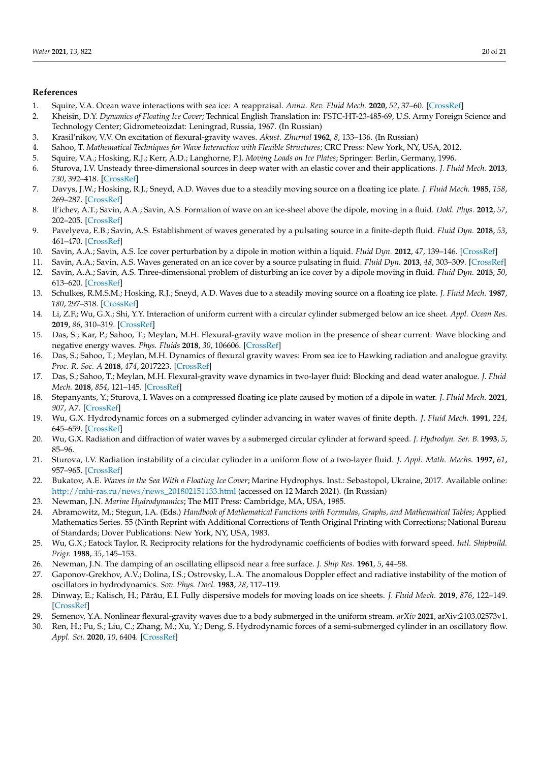## References

1. Squire, V.A. Ocean wave interactions with sea ice: A reappraisal. *Annu. Rev. Fluid Mech.* **2020**, *52*, 37–60. [CrossRef]
2. Kheisin, D.Y. *Dynamics of Floating Ice Cover*; Technical English Translation in: FSTC-HT-23-485-69, U.S. Army Foreign Science and Technology Center; Gidrometeoizdat: Leningrad, Russia, 1967. (In Russian)
3. Krasil'nikov, V.V. On excitation of flexural-gravity waves. *Akust. Zhurnal* **1962**, *8*, 133–136. (In Russian)
4. Sahoo, T. *Mathematical Techniques for Wave Interaction with Flexible Structures*; CRC Press: New York, NY, USA, 2012.
5. Squire, V.A.; Hosking, R.J.; Kerr, A.D.; Langhorne, P.J. *Moving Loads on Ice Plates*; Springer: Berlin, Germany, 1996.
6. Sturova, I.V. Unsteady three-dimensional sources in deep water with an elastic cover and their applications. *J. Fluid Mech.* **2013**, *730*, 392–418. [CrossRef]
7. Davys, J.W.; Hosking, R.J.; Sneyd, A.D. Waves due to a steadily moving source on a floating ice plate. *J. Fluid Mech.* **1985**, *158*, 269–287. [CrossRef]
8. Il'ichev, A.T.; Savin, A.A.; Savin, A.S. Formation of wave on an ice-sheet above the dipole, moving in a fluid. *Dokl. Phys.* **2012**, *57*, 202–205. [CrossRef]
9. Pavelyeva, E.B.; Savin, A.S. Establishment of waves generated by a pulsating source in a finite-depth fluid. *Fluid Dyn.* **2018**, *53*, 461–470. [CrossRef]
10. Savin, A.A.; Savin, A.S. Ice cover perturbation by a dipole in motion within a liquid. *Fluid Dyn.* **2012**, *47*, 139–146. [CrossRef]
11. Savin, A.A.; Savin, A.S. Waves generated on an ice cover by a source pulsating in fluid. *Fluid Dyn.* **2013**, *48*, 303–309. [CrossRef]
12. Savin, A.A.; Savin, A.S. Three-dimensional problem of disturbing an ice cover by a dipole moving in fluid. *Fluid Dyn.* **2015**, *50*, 613–620. [CrossRef]
13. Schulkes, R.M.S.M.; Hosking, R.J.; Sneyd, A.D. Waves due to a steadily moving source on a floating ice plate. *J. Fluid Mech.* **1987**, *180*, 297–318. [CrossRef]
14. Li, Z.F.; Wu, G.X.; Shi, Y.Y. Interaction of uniform current with a circular cylinder submerged below an ice sheet. *Appl. Ocean Res.* **2019**, *86*, 310–319. [CrossRef]
15. Das, S.; Kar, P.; Sahoo, T.; Meylan, M.H. Flexural-gravity wave motion in the presence of shear current: Wave blocking and negative energy waves. *Phys. Fluids* **2018**, *30*, 106606. [CrossRef]
16. Das, S.; Sahoo, T.; Meylan, M.H. Dynamics of flexural gravity waves: From sea ice to Hawking radiation and analogue gravity. *Proc. R. Soc. A* **2018**, *474*, 2017223. [CrossRef]
17. Das, S.; Sahoo, T.; Meylan, M.H. Flexural-gravity wave dynamics in two-layer fluid: Blocking and dead water analogue. *J. Fluid Mech.* **2018**, *854*, 121–145. [CrossRef]
18. Stepanyants, Y.; Sturova, I. Waves on a compressed floating ice plate caused by motion of a dipole in water. *J. Fluid Mech.* **2021**, *907*, A7. [CrossRef]
19. Wu, G.X. Hydrodynamic forces on a submerged cylinder advancing in water waves of finite depth. *J. Fluid Mech.* **1991**, *224*, 645–659. [CrossRef]
20. Wu, G.X. Radiation and diffraction of water waves by a submerged circular cylinder at forward speed. *J. Hydrodyn. Ser. B.* **1993**, *5*, 85–96.
21. Sturova, I.V. Radiation instability of a circular cylinder in a uniform flow of a two-layer fluid. *J. Appl. Math. Mechs.* **1997**, *61*, 957–965. [CrossRef]
22. Bukatov, A.E. *Waves in the Sea With a Floating Ice Cover*; Marine Hydrophys. Inst.: Sebastopol, Ukraine, 2017. Available online: http://mhi-ras.ru/news/news_201802151133.html (accessed on 12 March 2021). (In Russian)
23. Newman, J.N. *Marine Hydrodynamics*; The MIT Press: Cambridge, MA, USA, 1985.
24. Abramowitz, M.; Stegun, I.A. (Eds.) *Handbook of Mathematical Functions with Formulas, Graphs, and Mathematical Tables*; Applied Mathematics Series. 55 (Ninth Reprint with Additional Corrections of Tenth Original Printing with Corrections; National Bureau of Standards; Dover Publications: New York, NY, USA, 1983.
25. Wu, G.X.; Eatock Taylor, R. Reciprocity relations for the hydrodynamic coefficients of bodies with forward speed. *Intl. Shipbuild. Prigr.* **1988**, *35*, 145–153.
26. Newman, J.N. The damping of an oscillating ellipsoid near a free surface. *J. Ship Res.* **1961**, *5*, 44–58.
27. Gaponov-Grekhov, A.V.; Dolina, I.S.; Ostrovsky, L.A. The anomalous Doppler effect and radiative instability of the motion of oscillators in hydrodynamics. *Sov. Phys. Docl.* **1983**, *28*, 117–119.
28. Dinway, E.; Kalisch, H.; Părău, E.I. Fully dispersive models for moving loads on ice sheets. *J. Fluid Mech.* **2019**, *876*, 122–149. [CrossRef]
29. Semenov, Y.A. Nonlinear flexural-gravity waves due to a body submerged in the uniform stream. *arXiv* **2021**, arXiv:2103.02573v1.
30. Ren, H.; Fu, S.; Liu, C.; Zhang, M.; Xu, Y.; Deng, S. Hydrodynamic forces of a semi-submerged cylinder in an oscillatory flow. *Appl. Sci.* **2020**, *10*, 6404. [CrossRef]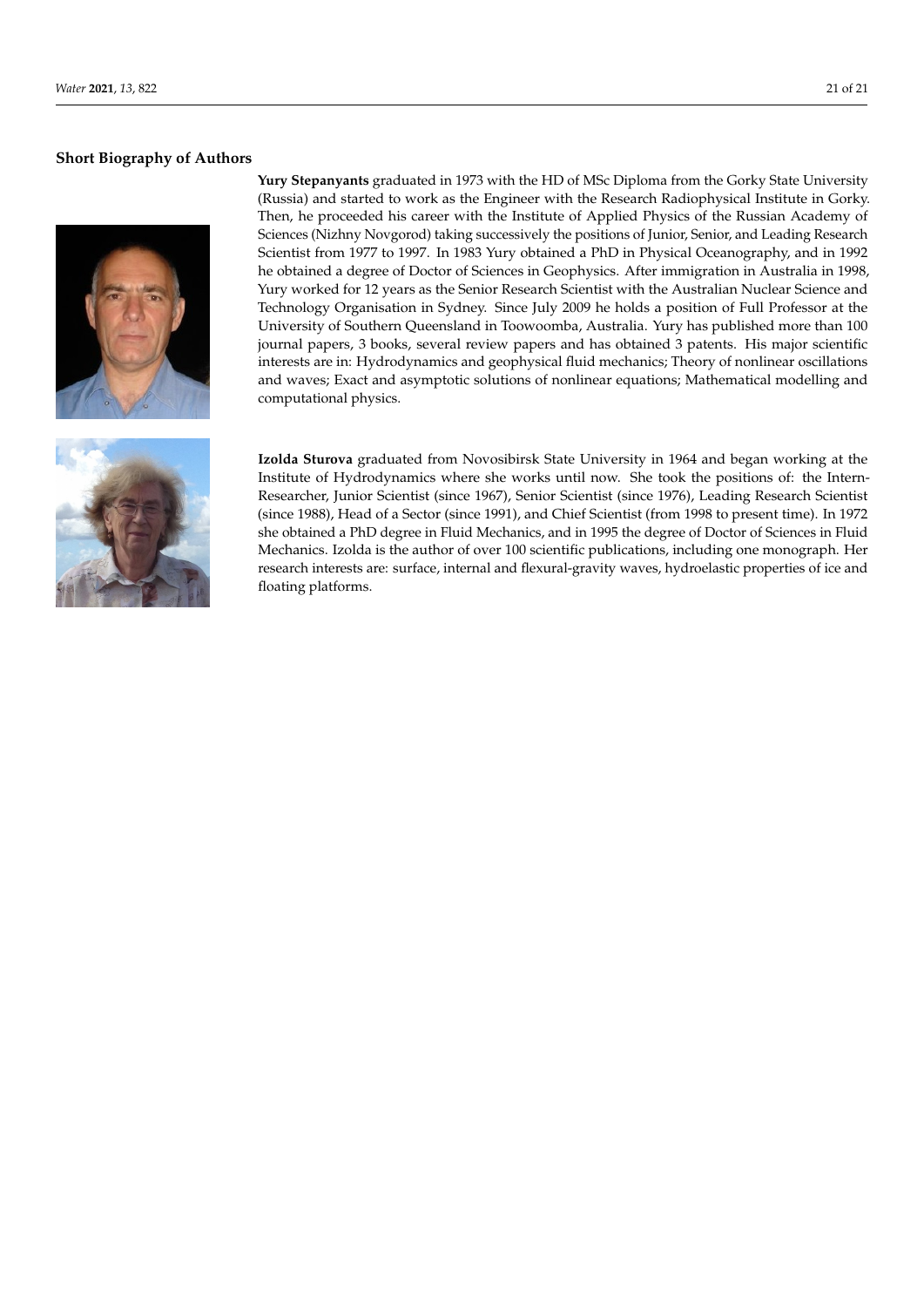**Short Biography of Authors**

**Yury Stepanyants** graduated in 1973 with the HD of MSc Diploma from the Gorky State University (Russia) and started to work as the Engineer with the Research Radiophysical Institute in Gorky. Then, he proceeded his career with the Institute of Applied Physics of the Russian Academy of Sciences (Nizhny Novgorod) taking successively the positions of Junior, Senior, and Leading Research Scientist from 1977 to 1997. In 1983 Yury obtained a PhD in Physical Oceanography, and in 1992 he obtained a degree of Doctor of Sciences in Geophysics. After immigration in Australia in 1998, Yury worked for 12 years as the Senior Research Scientist with the Australian Nuclear Science and Technology Organisation in Sydney. Since July 2009 he holds a position of Full Professor at the University of Southern Queensland in Toowoomba, Australia. Yury has published more than 100 journal papers, 3 books, several review papers and has obtained 3 patents. His major scientific interests are in: Hydrodynamics and geophysical fluid mechanics; Theory of nonlinear oscillations and waves; Exact and asymptotic solutions of nonlinear equations; Mathematical modelling and computational physics.

**Izolda Sturova** graduated from Novosibirsk State University in 1964 and began working at the Institute of Hydrodynamics where she works until now. She took the positions of: the Intern-Researcher, Junior Scientist (since 1967), Senior Scientist (since 1976), Leading Research Scientist (since 1988), Head of a Sector (since 1991), and Chief Scientist (from 1998 to present time). In 1972 she obtained a PhD degree in Fluid Mechanics, and in 1995 the degree of Doctor of Sciences in Fluid Mechanics. Izolda is the author of over 100 scientific publications, including one monograph. Her research interests are: surface, internal and flexural-gravity waves, hydroelastic properties of ice and floating platforms.